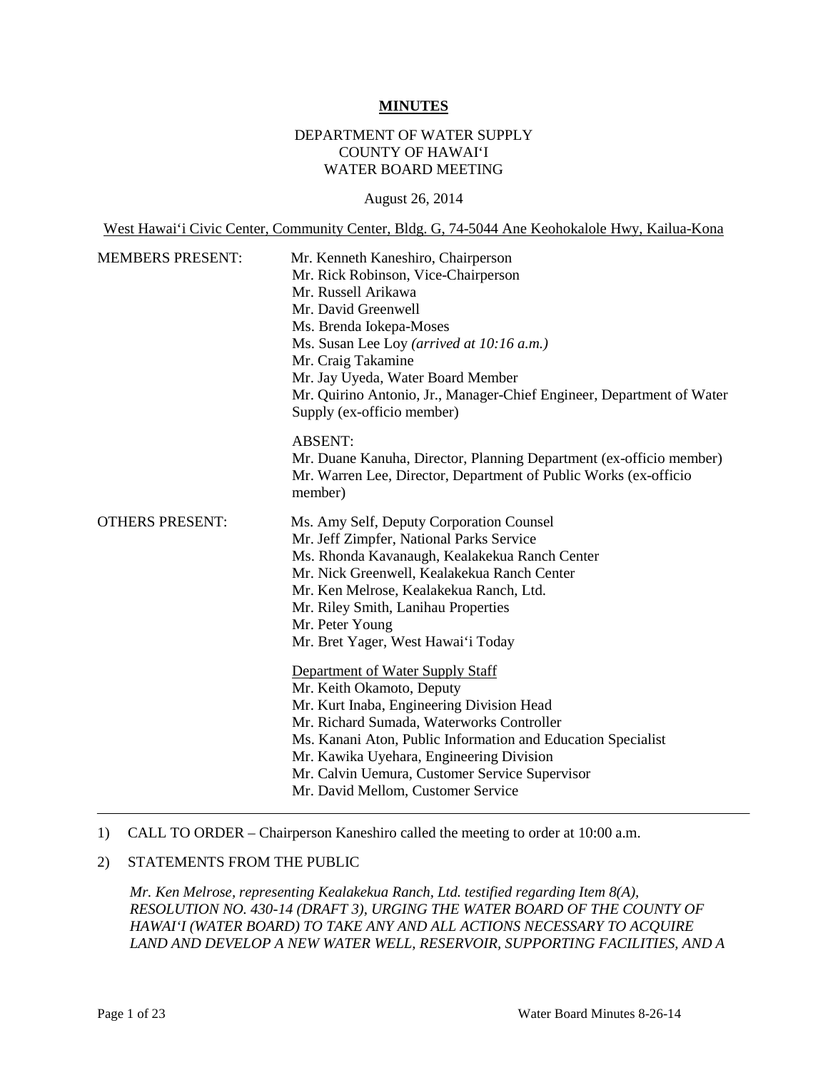**MINUTES**

DEPARTMENT OF WATER SUPPLY
COUNTY OF HAWAI'I
WATER BOARD MEETING

August 26, 2014

West Hawai'i Civic Center, Community Center, Bldg. G, 74-5044 Ane Keohokalole Hwy, Kailua-Kona

MEMBERS PRESENT:

Mr. Kenneth Kaneshiro, Chairperson
Mr. Rick Robinson, Vice-Chairperson
Mr. Russell Arikawa
Mr. David Greenwell
Ms. Brenda Iokepa-Moses
Ms. Susan Lee Loy *(arrived at 10:16 a.m.)*
Mr. Craig Takamine
Mr. Jay Uyeda, Water Board Member
Mr. Quirino Antonio, Jr., Manager-Chief Engineer, Department of Water Supply (ex-officio member)

ABSENT:
Mr. Duane Kanuha, Director, Planning Department (ex-officio member)
Mr. Warren Lee, Director, Department of Public Works (ex-officio member)

OTHERS PRESENT:

Ms. Amy Self, Deputy Corporation Counsel
Mr. Jeff Zimpfer, National Parks Service
Ms. Rhonda Kavanaugh, Kealakekua Ranch Center
Mr. Nick Greenwell, Kealakekua Ranch Center
Mr. Ken Melrose, Kealakekua Ranch, Ltd.
Mr. Riley Smith, Lanihau Properties
Mr. Peter Young
Mr. Bret Yager, West Hawai'i Today

Department of Water Supply Staff
Mr. Keith Okamoto, Deputy
Mr. Kurt Inaba, Engineering Division Head
Mr. Richard Sumada, Waterworks Controller
Ms. Kanani Aton, Public Information and Education Specialist
Mr. Kawika Uyehara, Engineering Division
Mr. Calvin Uemura, Customer Service Supervisor
Mr. David Mellom, Customer Service

---

1) CALL TO ORDER – Chairperson Kaneshiro called the meeting to order at 10:00 a.m.

2) STATEMENTS FROM THE PUBLIC

*Mr. Ken Melrose, representing Kealakekua Ranch, Ltd. testified regarding Item 8(A), RESOLUTION NO. 430-14 (DRAFT 3), URGING THE WATER BOARD OF THE COUNTY OF HAWAI'I (WATER BOARD) TO TAKE ANY AND ALL ACTIONS NECESSARY TO ACQUIRE LAND AND DEVELOP A NEW WATER WELL, RESERVOIR, SUPPORTING FACILITIES, AND A*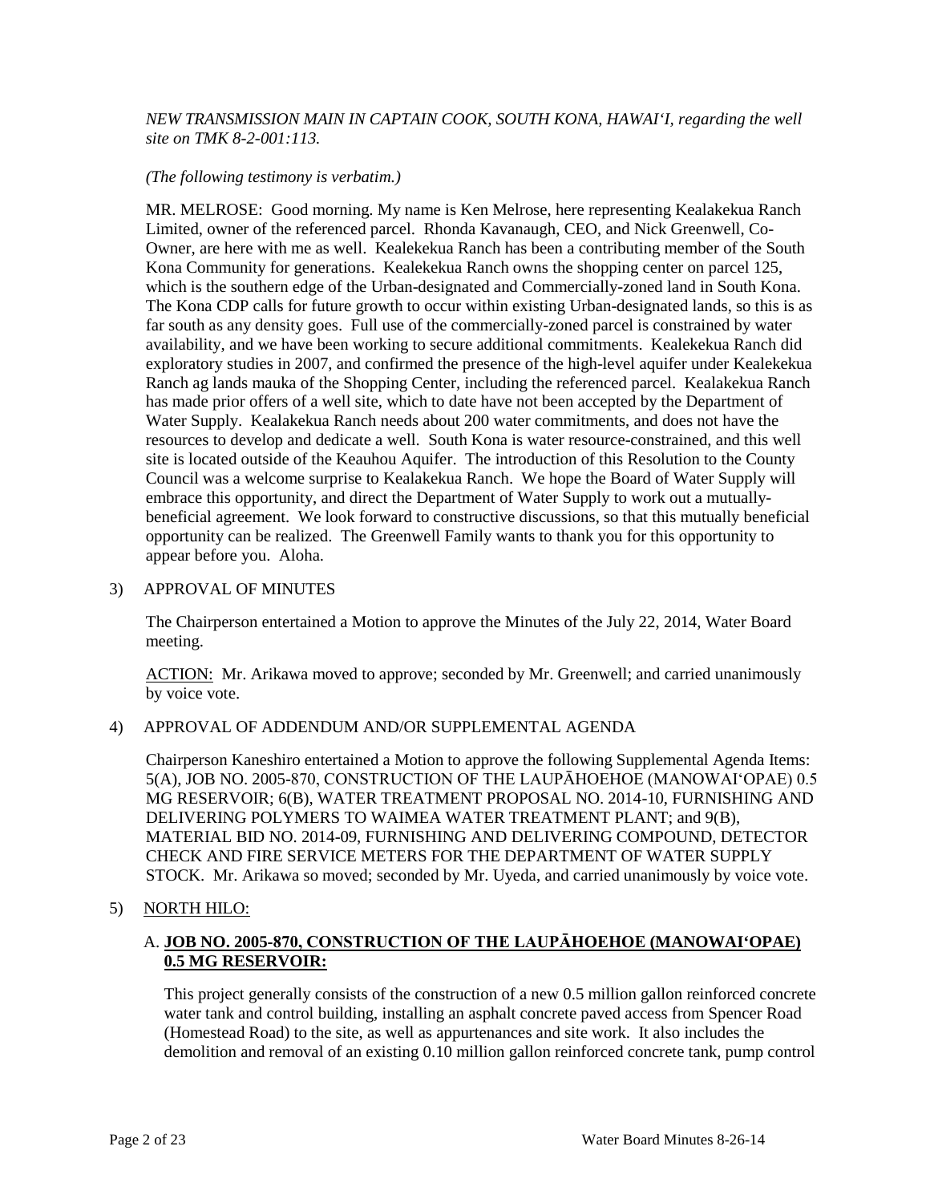*NEW TRANSMISSION MAIN IN CAPTAIN COOK, SOUTH KONA, HAWAI'I, regarding the well site on TMK 8-2-001:113.*

*(The following testimony is verbatim.)*

MR. MELROSE: Good morning. My name is Ken Melrose, here representing Kealakekua Ranch Limited, owner of the referenced parcel. Rhonda Kavanaugh, CEO, and Nick Greenwell, Co-Owner, are here with me as well. Kealekekua Ranch has been a contributing member of the South Kona Community for generations. Kealekekua Ranch owns the shopping center on parcel 125, which is the southern edge of the Urban-designated and Commercially-zoned land in South Kona. The Kona CDP calls for future growth to occur within existing Urban-designated lands, so this is as far south as any density goes. Full use of the commercially-zoned parcel is constrained by water availability, and we have been working to secure additional commitments. Kealekekua Ranch did exploratory studies in 2007, and confirmed the presence of the high-level aquifer under Kealekekua Ranch ag lands mauka of the Shopping Center, including the referenced parcel. Kealakekua Ranch has made prior offers of a well site, which to date have not been accepted by the Department of Water Supply. Kealakekua Ranch needs about 200 water commitments, and does not have the resources to develop and dedicate a well. South Kona is water resource-constrained, and this well site is located outside of the Keauhou Aquifer. The introduction of this Resolution to the County Council was a welcome surprise to Kealakekua Ranch. We hope the Board of Water Supply will embrace this opportunity, and direct the Department of Water Supply to work out a mutually-beneficial agreement. We look forward to constructive discussions, so that this mutually beneficial opportunity can be realized. The Greenwell Family wants to thank you for this opportunity to appear before you. Aloha.

3) APPROVAL OF MINUTES

The Chairperson entertained a Motion to approve the Minutes of the July 22, 2014, Water Board meeting.

ACTION: Mr. Arikawa moved to approve; seconded by Mr. Greenwell; and carried unanimously by voice vote.

4) APPROVAL OF ADDENDUM AND/OR SUPPLEMENTAL AGENDA

Chairperson Kaneshiro entertained a Motion to approve the following Supplemental Agenda Items: 5(A), JOB NO. 2005-870, CONSTRUCTION OF THE LAUPĀHOEHOE (MANOWAI'OPAE) 0.5 MG RESERVOIR; 6(B), WATER TREATMENT PROPOSAL NO. 2014-10, FURNISHING AND DELIVERING POLYMERS TO WAIMEA WATER TREATMENT PLANT; and 9(B), MATERIAL BID NO. 2014-09, FURNISHING AND DELIVERING COMPOUND, DETECTOR CHECK AND FIRE SERVICE METERS FOR THE DEPARTMENT OF WATER SUPPLY STOCK. Mr. Arikawa so moved; seconded by Mr. Uyeda, and carried unanimously by voice vote.

5) NORTH HILO:

A. **JOB NO. 2005-870, CONSTRUCTION OF THE LAUPĀHOEHOE (MANOWAI'OPAE) 0.5 MG RESERVOIR:**

This project generally consists of the construction of a new 0.5 million gallon reinforced concrete water tank and control building, installing an asphalt concrete paved access from Spencer Road (Homestead Road) to the site, as well as appurtenances and site work. It also includes the demolition and removal of an existing 0.10 million gallon reinforced concrete tank, pump control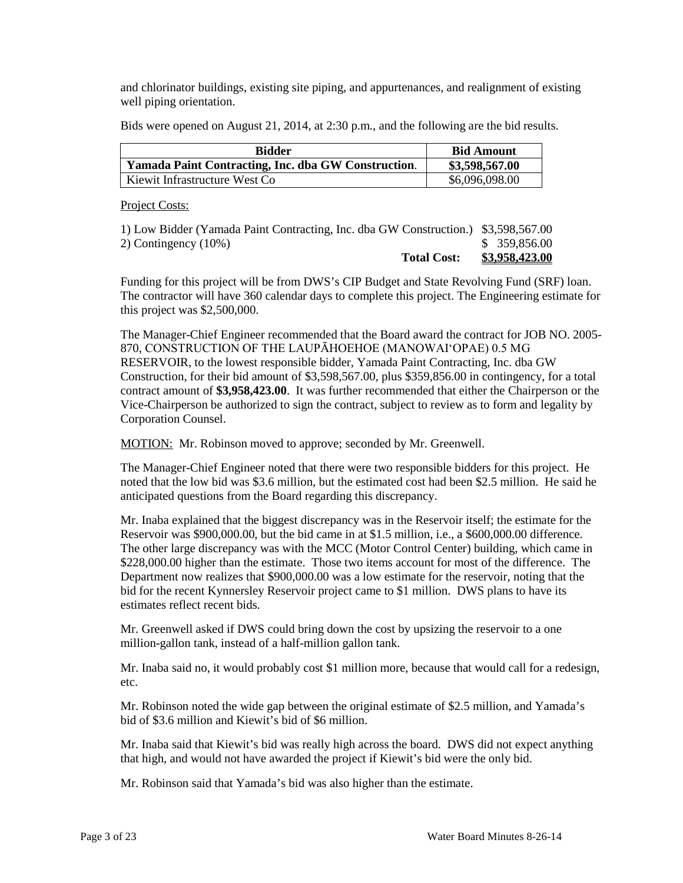and chlorinator buildings, existing site piping, and appurtenances, and realignment of existing well piping orientation.

Bids were opened on August 21, 2014, at 2:30 p.m., and the following are the bid results.

| Bidder | Bid Amount |
|---|---|
| **Yamada Paint Contracting, Inc. dba GW Construction.** | **$3,598,567.00** |
| Kiewit Infrastructure West Co | $6,096,098.00 |

Project Costs:

| | |
|---|---|
| 1) Low Bidder (Yamada Paint Contracting, Inc. dba GW Construction.) | $3,598,567.00 |
| 2) Contingency (10%) | $ 359,856.00 |
| **Total Cost:** | **$3,958,423.00** |

Funding for this project will be from DWS's CIP Budget and State Revolving Fund (SRF) loan. The contractor will have 360 calendar days to complete this project. The Engineering estimate for this project was $2,500,000.

The Manager-Chief Engineer recommended that the Board award the contract for JOB NO. 2005-870, CONSTRUCTION OF THE LAUPĀHOEHOE (MANOWAIʻOPAE) 0.5 MG RESERVOIR, to the lowest responsible bidder, Yamada Paint Contracting, Inc. dba GW Construction, for their bid amount of $3,598,567.00, plus $359,856.00 in contingency, for a total contract amount of **$3,958,423.00**. It was further recommended that either the Chairperson or the Vice-Chairperson be authorized to sign the contract, subject to review as to form and legality by Corporation Counsel.

MOTION: Mr. Robinson moved to approve; seconded by Mr. Greenwell.

The Manager-Chief Engineer noted that there were two responsible bidders for this project. He noted that the low bid was $3.6 million, but the estimated cost had been $2.5 million. He said he anticipated questions from the Board regarding this discrepancy.

Mr. Inaba explained that the biggest discrepancy was in the Reservoir itself; the estimate for the Reservoir was $900,000.00, but the bid came in at $1.5 million, i.e., a $600,000.00 difference. The other large discrepancy was with the MCC (Motor Control Center) building, which came in $228,000.00 higher than the estimate. Those two items account for most of the difference. The Department now realizes that $900,000.00 was a low estimate for the reservoir, noting that the bid for the recent Kynnersley Reservoir project came to $1 million. DWS plans to have its estimates reflect recent bids.

Mr. Greenwell asked if DWS could bring down the cost by upsizing the reservoir to a one million-gallon tank, instead of a half-million gallon tank.

Mr. Inaba said no, it would probably cost $1 million more, because that would call for a redesign, etc.

Mr. Robinson noted the wide gap between the original estimate of $2.5 million, and Yamada's bid of $3.6 million and Kiewit's bid of $6 million.

Mr. Inaba said that Kiewit's bid was really high across the board. DWS did not expect anything that high, and would not have awarded the project if Kiewit's bid were the only bid.

Mr. Robinson said that Yamada's bid was also higher than the estimate.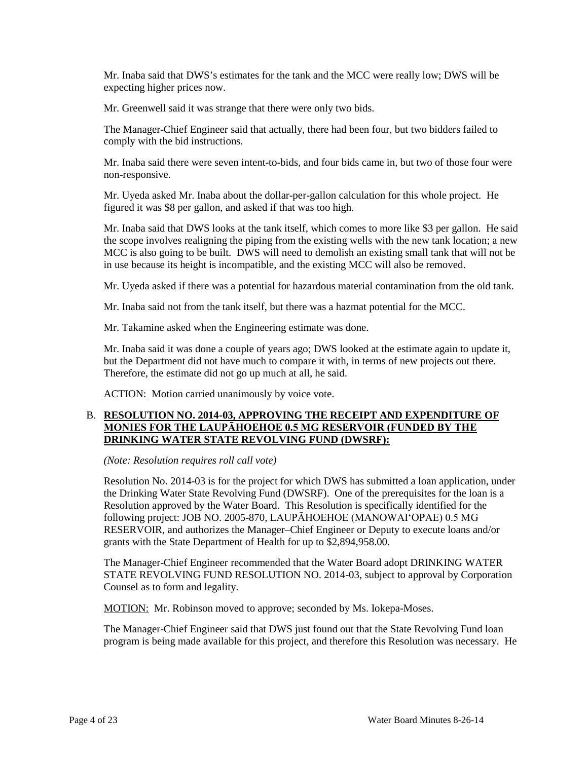Mr. Inaba said that DWS's estimates for the tank and the MCC were really low; DWS will be expecting higher prices now.

Mr. Greenwell said it was strange that there were only two bids.

The Manager-Chief Engineer said that actually, there had been four, but two bidders failed to comply with the bid instructions.

Mr. Inaba said there were seven intent-to-bids, and four bids came in, but two of those four were non-responsive.

Mr. Uyeda asked Mr. Inaba about the dollar-per-gallon calculation for this whole project. He figured it was $8 per gallon, and asked if that was too high.

Mr. Inaba said that DWS looks at the tank itself, which comes to more like $3 per gallon. He said the scope involves realigning the piping from the existing wells with the new tank location; a new MCC is also going to be built. DWS will need to demolish an existing small tank that will not be in use because its height is incompatible, and the existing MCC will also be removed.

Mr. Uyeda asked if there was a potential for hazardous material contamination from the old tank.

Mr. Inaba said not from the tank itself, but there was a hazmat potential for the MCC.

Mr. Takamine asked when the Engineering estimate was done.

Mr. Inaba said it was done a couple of years ago; DWS looked at the estimate again to update it, but the Department did not have much to compare it with, in terms of new projects out there. Therefore, the estimate did not go up much at all, he said.

ACTION: Motion carried unanimously by voice vote.

B. **RESOLUTION NO. 2014-03, APPROVING THE RECEIPT AND EXPENDITURE OF MONIES FOR THE LAUPĀHOEHOE 0.5 MG RESERVOIR (FUNDED BY THE DRINKING WATER STATE REVOLVING FUND (DWSRF):**

*(Note: Resolution requires roll call vote)*

Resolution No. 2014-03 is for the project for which DWS has submitted a loan application, under the Drinking Water State Revolving Fund (DWSRF). One of the prerequisites for the loan is a Resolution approved by the Water Board. This Resolution is specifically identified for the following project: JOB NO. 2005-870, LAUPĀHOEHOE (MANOWAIʻOPAE) 0.5 MG RESERVOIR, and authorizes the Manager–Chief Engineer or Deputy to execute loans and/or grants with the State Department of Health for up to $2,894,958.00.

The Manager-Chief Engineer recommended that the Water Board adopt DRINKING WATER STATE REVOLVING FUND RESOLUTION NO. 2014-03, subject to approval by Corporation Counsel as to form and legality.

MOTION: Mr. Robinson moved to approve; seconded by Ms. Iokepa-Moses.

The Manager-Chief Engineer said that DWS just found out that the State Revolving Fund loan program is being made available for this project, and therefore this Resolution was necessary. He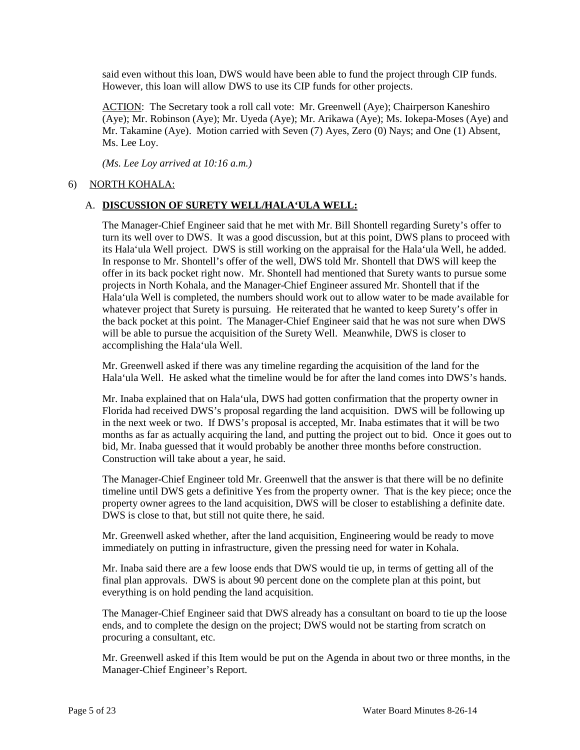said even without this loan, DWS would have been able to fund the project through CIP funds. However, this loan will allow DWS to use its CIP funds for other projects.

ACTION: The Secretary took a roll call vote: Mr. Greenwell (Aye); Chairperson Kaneshiro (Aye); Mr. Robinson (Aye); Mr. Uyeda (Aye); Mr. Arikawa (Aye); Ms. Iokepa-Moses (Aye) and Mr. Takamine (Aye). Motion carried with Seven (7) Ayes, Zero (0) Nays; and One (1) Absent, Ms. Lee Loy.

*(Ms. Lee Loy arrived at 10:16 a.m.)*

6) NORTH KOHALA:

A. **DISCUSSION OF SURETY WELL/HALA'ULA WELL:**

The Manager-Chief Engineer said that he met with Mr. Bill Shontell regarding Surety's offer to turn its well over to DWS. It was a good discussion, but at this point, DWS plans to proceed with its Hala'ula Well project. DWS is still working on the appraisal for the Hala'ula Well, he added. In response to Mr. Shontell's offer of the well, DWS told Mr. Shontell that DWS will keep the offer in its back pocket right now. Mr. Shontell had mentioned that Surety wants to pursue some projects in North Kohala, and the Manager-Chief Engineer assured Mr. Shontell that if the Hala'ula Well is completed, the numbers should work out to allow water to be made available for whatever project that Surety is pursuing. He reiterated that he wanted to keep Surety's offer in the back pocket at this point. The Manager-Chief Engineer said that he was not sure when DWS will be able to pursue the acquisition of the Surety Well. Meanwhile, DWS is closer to accomplishing the Hala'ula Well.

Mr. Greenwell asked if there was any timeline regarding the acquisition of the land for the Hala'ula Well. He asked what the timeline would be for after the land comes into DWS's hands.

Mr. Inaba explained that on Hala'ula, DWS had gotten confirmation that the property owner in Florida had received DWS's proposal regarding the land acquisition. DWS will be following up in the next week or two. If DWS's proposal is accepted, Mr. Inaba estimates that it will be two months as far as actually acquiring the land, and putting the project out to bid. Once it goes out to bid, Mr. Inaba guessed that it would probably be another three months before construction. Construction will take about a year, he said.

The Manager-Chief Engineer told Mr. Greenwell that the answer is that there will be no definite timeline until DWS gets a definitive Yes from the property owner. That is the key piece; once the property owner agrees to the land acquisition, DWS will be closer to establishing a definite date. DWS is close to that, but still not quite there, he said.

Mr. Greenwell asked whether, after the land acquisition, Engineering would be ready to move immediately on putting in infrastructure, given the pressing need for water in Kohala.

Mr. Inaba said there are a few loose ends that DWS would tie up, in terms of getting all of the final plan approvals. DWS is about 90 percent done on the complete plan at this point, but everything is on hold pending the land acquisition.

The Manager-Chief Engineer said that DWS already has a consultant on board to tie up the loose ends, and to complete the design on the project; DWS would not be starting from scratch on procuring a consultant, etc.

Mr. Greenwell asked if this Item would be put on the Agenda in about two or three months, in the Manager-Chief Engineer's Report.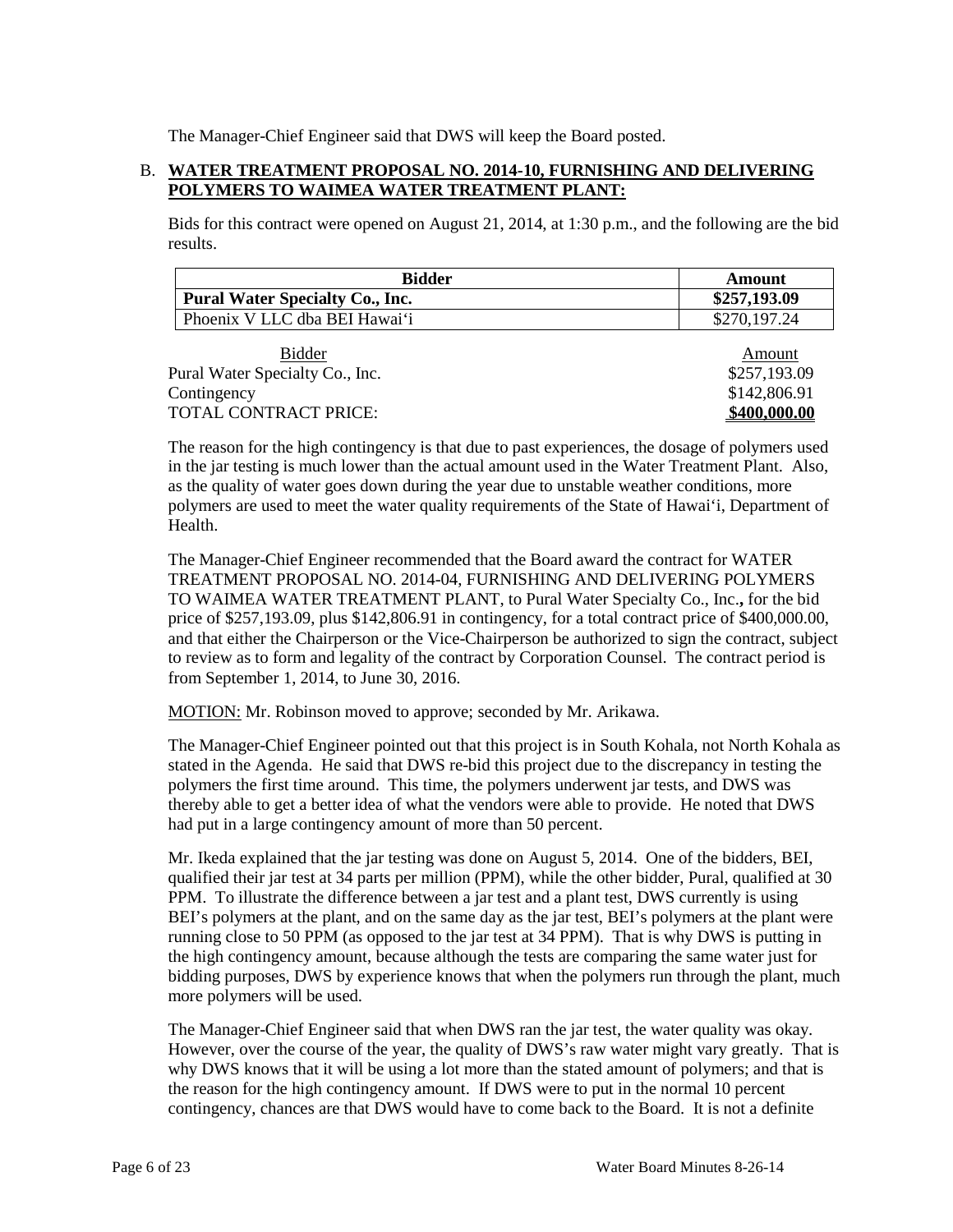The Manager-Chief Engineer said that DWS will keep the Board posted.

B. **WATER TREATMENT PROPOSAL NO. 2014-10, FURNISHING AND DELIVERING POLYMERS TO WAIMEA WATER TREATMENT PLANT:**

Bids for this contract were opened on August 21, 2014, at 1:30 p.m., and the following are the bid results.

| Bidder | Amount |
|---|---|
| **Pural Water Specialty Co., Inc.** | **$257,193.09** |
| Phoenix V LLC dba BEI Hawaiʻi | $270,197.24 |

| Bidder | Amount |
|---|---|
| Pural Water Specialty Co., Inc. | $257,193.09 |
| Contingency | $142,806.91 |
| TOTAL CONTRACT PRICE: | **$400,000.00** |

The reason for the high contingency is that due to past experiences, the dosage of polymers used in the jar testing is much lower than the actual amount used in the Water Treatment Plant. Also, as the quality of water goes down during the year due to unstable weather conditions, more polymers are used to meet the water quality requirements of the State of Hawaiʻi, Department of Health.

The Manager-Chief Engineer recommended that the Board award the contract for WATER TREATMENT PROPOSAL NO. 2014-04, FURNISHING AND DELIVERING POLYMERS TO WAIMEA WATER TREATMENT PLANT, to Pural Water Specialty Co., Inc., for the bid price of $257,193.09, plus $142,806.91 in contingency, for a total contract price of $400,000.00, and that either the Chairperson or the Vice-Chairperson be authorized to sign the contract, subject to review as to form and legality of the contract by Corporation Counsel. The contract period is from September 1, 2014, to June 30, 2016.

MOTION: Mr. Robinson moved to approve; seconded by Mr. Arikawa.

The Manager-Chief Engineer pointed out that this project is in South Kohala, not North Kohala as stated in the Agenda. He said that DWS re-bid this project due to the discrepancy in testing the polymers the first time around. This time, the polymers underwent jar tests, and DWS was thereby able to get a better idea of what the vendors were able to provide. He noted that DWS had put in a large contingency amount of more than 50 percent.

Mr. Ikeda explained that the jar testing was done on August 5, 2014. One of the bidders, BEI, qualified their jar test at 34 parts per million (PPM), while the other bidder, Pural, qualified at 30 PPM. To illustrate the difference between a jar test and a plant test, DWS currently is using BEI's polymers at the plant, and on the same day as the jar test, BEI's polymers at the plant were running close to 50 PPM (as opposed to the jar test at 34 PPM). That is why DWS is putting in the high contingency amount, because although the tests are comparing the same water just for bidding purposes, DWS by experience knows that when the polymers run through the plant, much more polymers will be used.

The Manager-Chief Engineer said that when DWS ran the jar test, the water quality was okay. However, over the course of the year, the quality of DWS's raw water might vary greatly. That is why DWS knows that it will be using a lot more than the stated amount of polymers; and that is the reason for the high contingency amount. If DWS were to put in the normal 10 percent contingency, chances are that DWS would have to come back to the Board. It is not a definite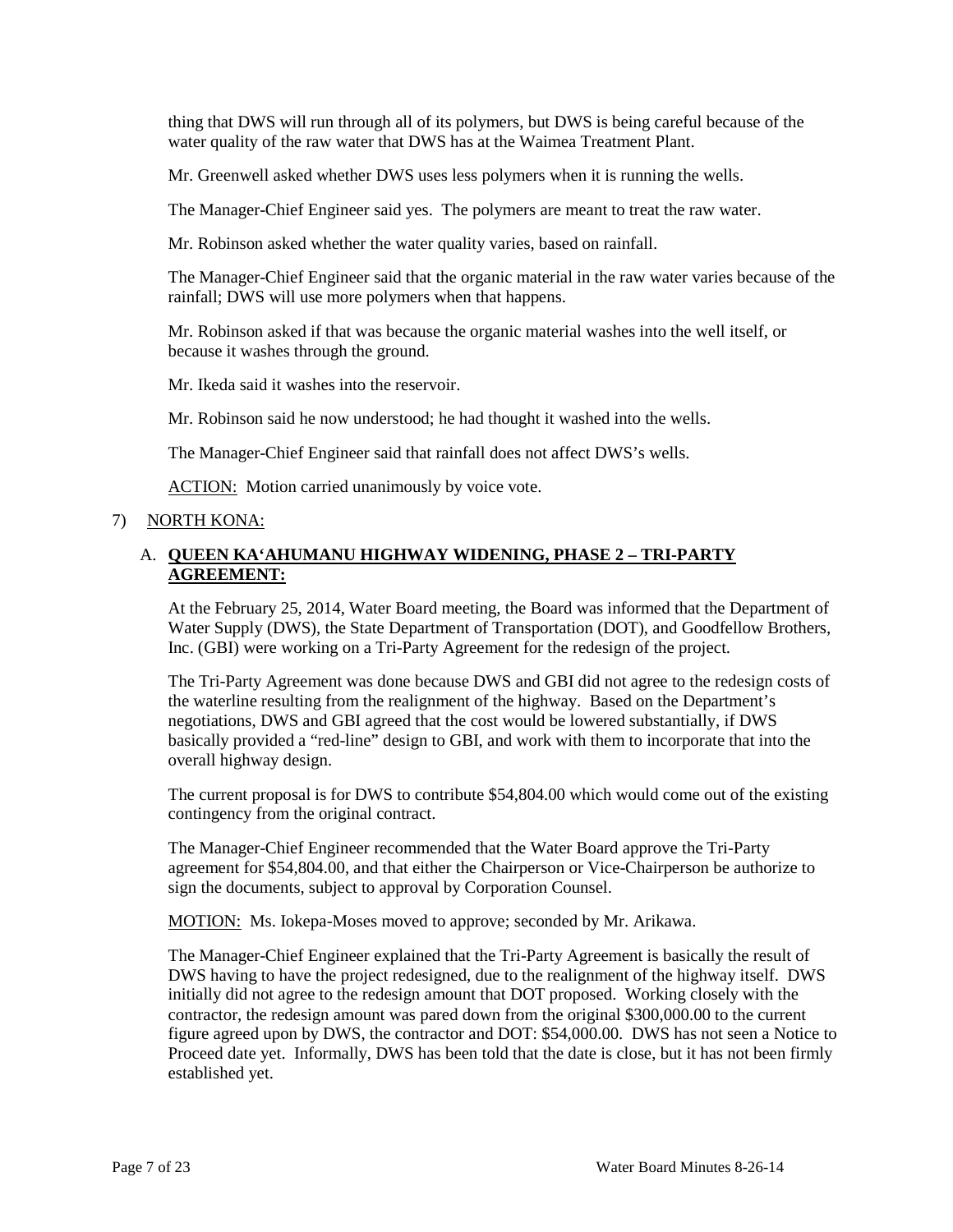thing that DWS will run through all of its polymers, but DWS is being careful because of the water quality of the raw water that DWS has at the Waimea Treatment Plant.

Mr. Greenwell asked whether DWS uses less polymers when it is running the wells.

The Manager-Chief Engineer said yes. The polymers are meant to treat the raw water.

Mr. Robinson asked whether the water quality varies, based on rainfall.

The Manager-Chief Engineer said that the organic material in the raw water varies because of the rainfall; DWS will use more polymers when that happens.

Mr. Robinson asked if that was because the organic material washes into the well itself, or because it washes through the ground.

Mr. Ikeda said it washes into the reservoir.

Mr. Robinson said he now understood; he had thought it washed into the wells.

The Manager-Chief Engineer said that rainfall does not affect DWS's wells.

<u>ACTION:</u> Motion carried unanimously by voice vote.

7) <u>NORTH KONA:</u>

A. **<u>QUEEN KA'AHUMANU HIGHWAY WIDENING, PHASE 2 – TRI-PARTY AGREEMENT:</u>**

At the February 25, 2014, Water Board meeting, the Board was informed that the Department of Water Supply (DWS), the State Department of Transportation (DOT), and Goodfellow Brothers, Inc. (GBI) were working on a Tri-Party Agreement for the redesign of the project.

The Tri-Party Agreement was done because DWS and GBI did not agree to the redesign costs of the waterline resulting from the realignment of the highway. Based on the Department's negotiations, DWS and GBI agreed that the cost would be lowered substantially, if DWS basically provided a "red-line" design to GBI, and work with them to incorporate that into the overall highway design.

The current proposal is for DWS to contribute $54,804.00 which would come out of the existing contingency from the original contract.

The Manager-Chief Engineer recommended that the Water Board approve the Tri-Party agreement for $54,804.00, and that either the Chairperson or Vice-Chairperson be authorize to sign the documents, subject to approval by Corporation Counsel.

<u>MOTION:</u> Ms. Iokepa-Moses moved to approve; seconded by Mr. Arikawa.

The Manager-Chief Engineer explained that the Tri-Party Agreement is basically the result of DWS having to have the project redesigned, due to the realignment of the highway itself. DWS initially did not agree to the redesign amount that DOT proposed. Working closely with the contractor, the redesign amount was pared down from the original $300,000.00 to the current figure agreed upon by DWS, the contractor and DOT: $54,000.00. DWS has not seen a Notice to Proceed date yet. Informally, DWS has been told that the date is close, but it has not been firmly established yet.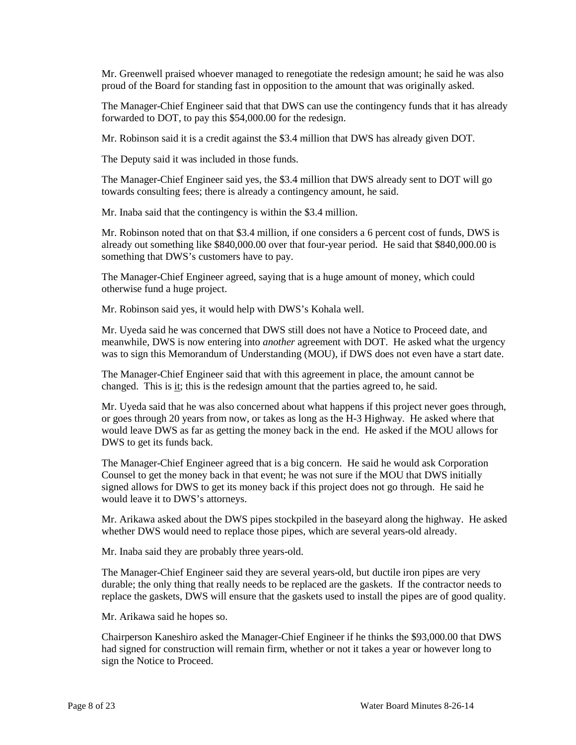Mr. Greenwell praised whoever managed to renegotiate the redesign amount; he said he was also proud of the Board for standing fast in opposition to the amount that was originally asked.

The Manager-Chief Engineer said that that DWS can use the contingency funds that it has already forwarded to DOT, to pay this $54,000.00 for the redesign.

Mr. Robinson said it is a credit against the $3.4 million that DWS has already given DOT.

The Deputy said it was included in those funds.

The Manager-Chief Engineer said yes, the $3.4 million that DWS already sent to DOT will go towards consulting fees; there is already a contingency amount, he said.

Mr. Inaba said that the contingency is within the $3.4 million.

Mr. Robinson noted that on that $3.4 million, if one considers a 6 percent cost of funds, DWS is already out something like $840,000.00 over that four-year period. He said that $840,000.00 is something that DWS's customers have to pay.

The Manager-Chief Engineer agreed, saying that is a huge amount of money, which could otherwise fund a huge project.

Mr. Robinson said yes, it would help with DWS's Kohala well.

Mr. Uyeda said he was concerned that DWS still does not have a Notice to Proceed date, and meanwhile, DWS is now entering into *another* agreement with DOT. He asked what the urgency was to sign this Memorandum of Understanding (MOU), if DWS does not even have a start date.

The Manager-Chief Engineer said that with this agreement in place, the amount cannot be changed. This is it; this is the redesign amount that the parties agreed to, he said.

Mr. Uyeda said that he was also concerned about what happens if this project never goes through, or goes through 20 years from now, or takes as long as the H-3 Highway. He asked where that would leave DWS as far as getting the money back in the end. He asked if the MOU allows for DWS to get its funds back.

The Manager-Chief Engineer agreed that is a big concern. He said he would ask Corporation Counsel to get the money back in that event; he was not sure if the MOU that DWS initially signed allows for DWS to get its money back if this project does not go through. He said he would leave it to DWS's attorneys.

Mr. Arikawa asked about the DWS pipes stockpiled in the baseyard along the highway. He asked whether DWS would need to replace those pipes, which are several years-old already.

Mr. Inaba said they are probably three years-old.

The Manager-Chief Engineer said they are several years-old, but ductile iron pipes are very durable; the only thing that really needs to be replaced are the gaskets. If the contractor needs to replace the gaskets, DWS will ensure that the gaskets used to install the pipes are of good quality.

Mr. Arikawa said he hopes so.

Chairperson Kaneshiro asked the Manager-Chief Engineer if he thinks the $93,000.00 that DWS had signed for construction will remain firm, whether or not it takes a year or however long to sign the Notice to Proceed.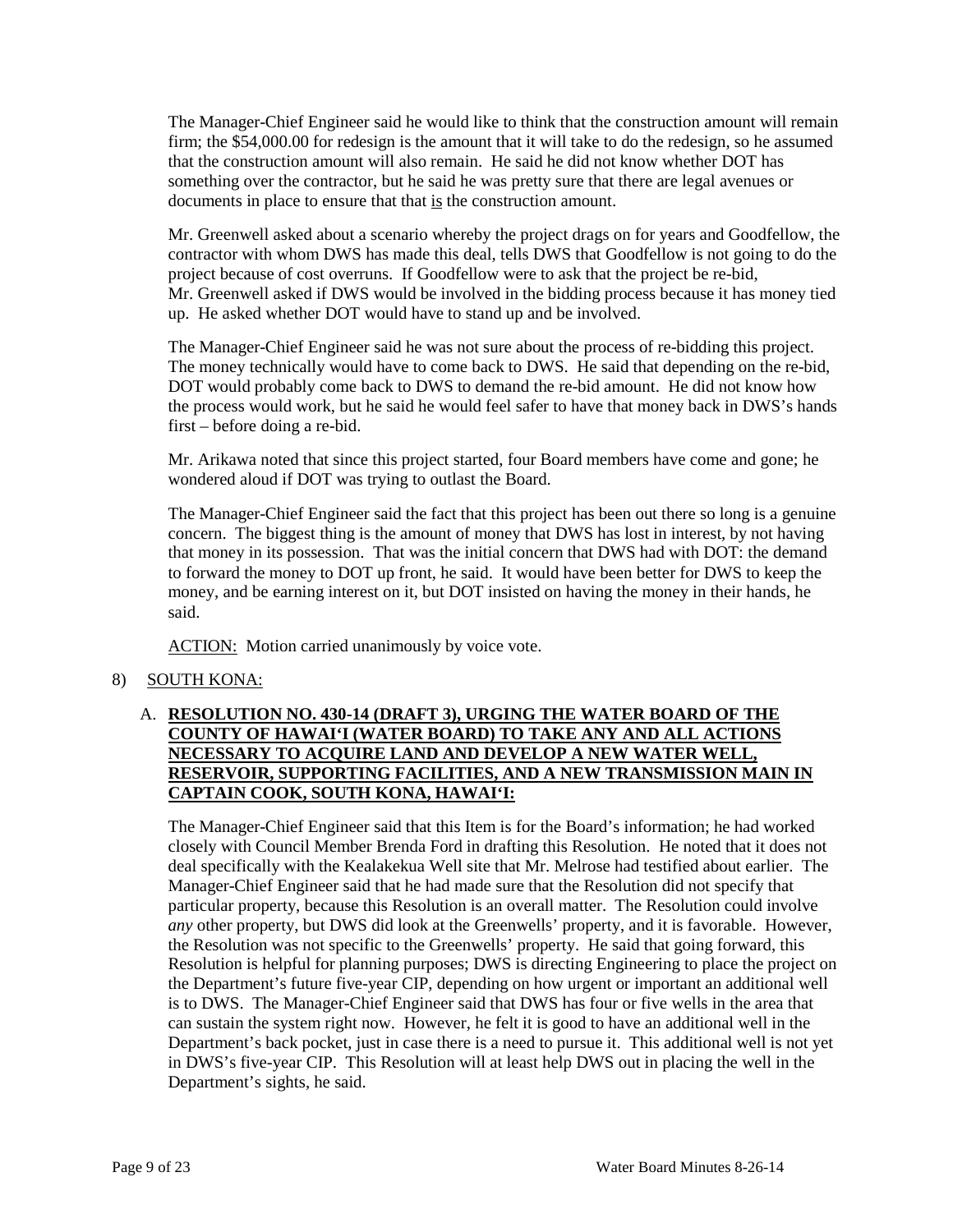The Manager-Chief Engineer said he would like to think that the construction amount will remain firm; the $54,000.00 for redesign is the amount that it will take to do the redesign, so he assumed that the construction amount will also remain. He said he did not know whether DOT has something over the contractor, but he said he was pretty sure that there are legal avenues or documents in place to ensure that that <u>is</u> the construction amount.

Mr. Greenwell asked about a scenario whereby the project drags on for years and Goodfellow, the contractor with whom DWS has made this deal, tells DWS that Goodfellow is not going to do the project because of cost overruns. If Goodfellow were to ask that the project be re-bid, Mr. Greenwell asked if DWS would be involved in the bidding process because it has money tied up. He asked whether DOT would have to stand up and be involved.

The Manager-Chief Engineer said he was not sure about the process of re-bidding this project. The money technically would have to come back to DWS. He said that depending on the re-bid, DOT would probably come back to DWS to demand the re-bid amount. He did not know how the process would work, but he said he would feel safer to have that money back in DWS's hands first – before doing a re-bid.

Mr. Arikawa noted that since this project started, four Board members have come and gone; he wondered aloud if DOT was trying to outlast the Board.

The Manager-Chief Engineer said the fact that this project has been out there so long is a genuine concern. The biggest thing is the amount of money that DWS has lost in interest, by not having that money in its possession. That was the initial concern that DWS had with DOT: the demand to forward the money to DOT up front, he said. It would have been better for DWS to keep the money, and be earning interest on it, but DOT insisted on having the money in their hands, he said.

<u>ACTION:</u> Motion carried unanimously by voice vote.

8) <u>SOUTH KONA:</u>

A. **<u>RESOLUTION NO. 430-14 (DRAFT 3), URGING THE WATER BOARD OF THE COUNTY OF HAWAI'I (WATER BOARD) TO TAKE ANY AND ALL ACTIONS NECESSARY TO ACQUIRE LAND AND DEVELOP A NEW WATER WELL, RESERVOIR, SUPPORTING FACILITIES, AND A NEW TRANSMISSION MAIN IN CAPTAIN COOK, SOUTH KONA, HAWAI'I:</u>**

The Manager-Chief Engineer said that this Item is for the Board's information; he had worked closely with Council Member Brenda Ford in drafting this Resolution. He noted that it does not deal specifically with the Kealakekua Well site that Mr. Melrose had testified about earlier. The Manager-Chief Engineer said that he had made sure that the Resolution did not specify that particular property, because this Resolution is an overall matter. The Resolution could involve *any* other property, but DWS did look at the Greenwells' property, and it is favorable. However, the Resolution was not specific to the Greenwells' property. He said that going forward, this Resolution is helpful for planning purposes; DWS is directing Engineering to place the project on the Department's future five-year CIP, depending on how urgent or important an additional well is to DWS. The Manager-Chief Engineer said that DWS has four or five wells in the area that can sustain the system right now. However, he felt it is good to have an additional well in the Department's back pocket, just in case there is a need to pursue it. This additional well is not yet in DWS's five-year CIP. This Resolution will at least help DWS out in placing the well in the Department's sights, he said.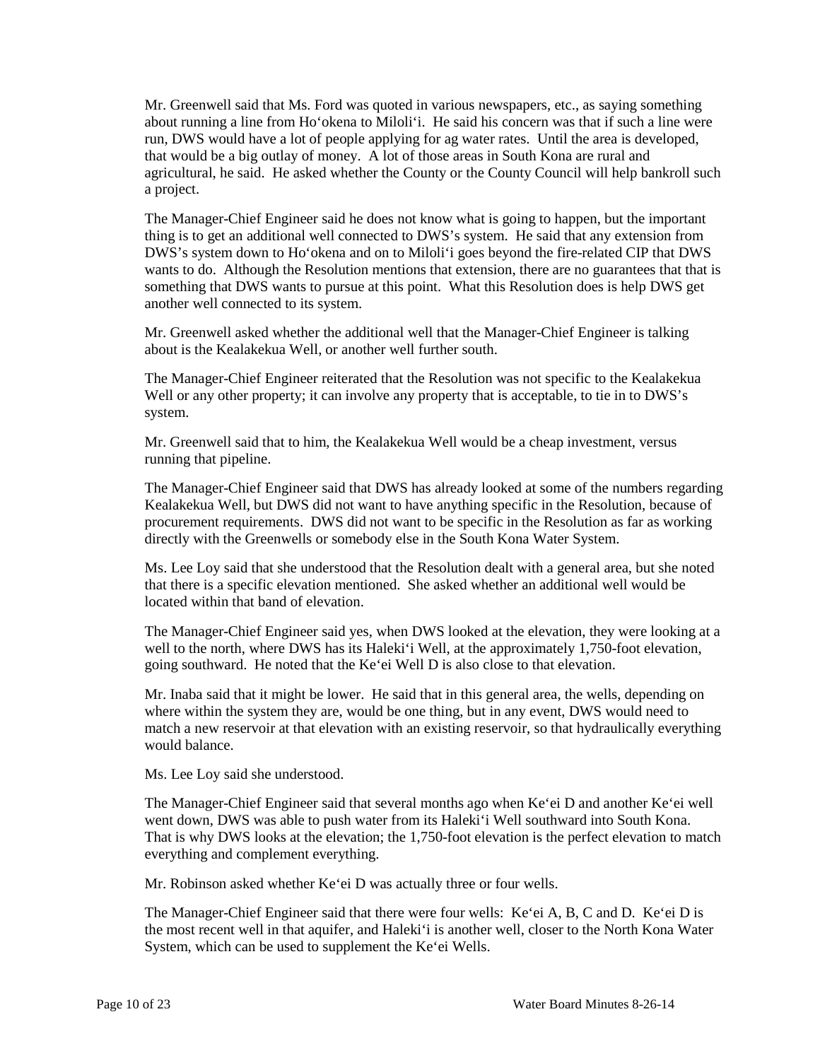Mr. Greenwell said that Ms. Ford was quoted in various newspapers, etc., as saying something about running a line from Ho‘okena to Miloli‘i. He said his concern was that if such a line were run, DWS would have a lot of people applying for ag water rates. Until the area is developed, that would be a big outlay of money. A lot of those areas in South Kona are rural and agricultural, he said. He asked whether the County or the County Council will help bankroll such a project.

The Manager-Chief Engineer said he does not know what is going to happen, but the important thing is to get an additional well connected to DWS's system. He said that any extension from DWS's system down to Ho‘okena and on to Miloli‘i goes beyond the fire-related CIP that DWS wants to do. Although the Resolution mentions that extension, there are no guarantees that that is something that DWS wants to pursue at this point. What this Resolution does is help DWS get another well connected to its system.

Mr. Greenwell asked whether the additional well that the Manager-Chief Engineer is talking about is the Kealakekua Well, or another well further south.

The Manager-Chief Engineer reiterated that the Resolution was not specific to the Kealakekua Well or any other property; it can involve any property that is acceptable, to tie in to DWS's system.

Mr. Greenwell said that to him, the Kealakekua Well would be a cheap investment, versus running that pipeline.

The Manager-Chief Engineer said that DWS has already looked at some of the numbers regarding Kealakekua Well, but DWS did not want to have anything specific in the Resolution, because of procurement requirements. DWS did not want to be specific in the Resolution as far as working directly with the Greenwells or somebody else in the South Kona Water System.

Ms. Lee Loy said that she understood that the Resolution dealt with a general area, but she noted that there is a specific elevation mentioned. She asked whether an additional well would be located within that band of elevation.

The Manager-Chief Engineer said yes, when DWS looked at the elevation, they were looking at a well to the north, where DWS has its Haleki‘i Well, at the approximately 1,750-foot elevation, going southward. He noted that the Ke‘ei Well D is also close to that elevation.

Mr. Inaba said that it might be lower. He said that in this general area, the wells, depending on where within the system they are, would be one thing, but in any event, DWS would need to match a new reservoir at that elevation with an existing reservoir, so that hydraulically everything would balance.

Ms. Lee Loy said she understood.

The Manager-Chief Engineer said that several months ago when Ke‘ei D and another Ke‘ei well went down, DWS was able to push water from its Haleki‘i Well southward into South Kona. That is why DWS looks at the elevation; the 1,750-foot elevation is the perfect elevation to match everything and complement everything.

Mr. Robinson asked whether Ke‘ei D was actually three or four wells.

The Manager-Chief Engineer said that there were four wells: Ke‘ei A, B, C and D. Ke‘ei D is the most recent well in that aquifer, and Haleki‘i is another well, closer to the North Kona Water System, which can be used to supplement the Ke‘ei Wells.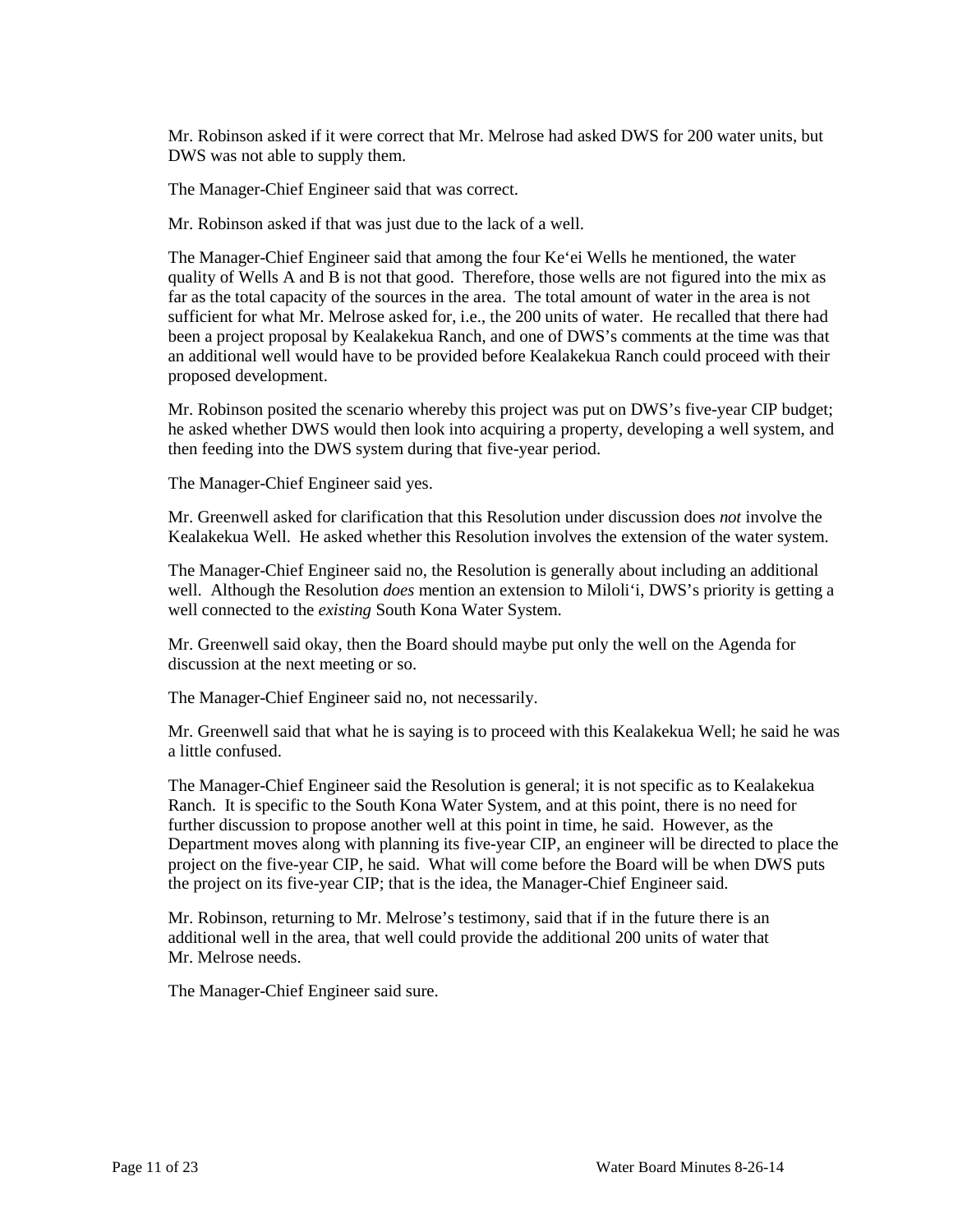Mr. Robinson asked if it were correct that Mr. Melrose had asked DWS for 200 water units, but DWS was not able to supply them.

The Manager-Chief Engineer said that was correct.

Mr. Robinson asked if that was just due to the lack of a well.

The Manager-Chief Engineer said that among the four Ke'ei Wells he mentioned, the water quality of Wells A and B is not that good. Therefore, those wells are not figured into the mix as far as the total capacity of the sources in the area. The total amount of water in the area is not sufficient for what Mr. Melrose asked for, i.e., the 200 units of water. He recalled that there had been a project proposal by Kealakekua Ranch, and one of DWS's comments at the time was that an additional well would have to be provided before Kealakekua Ranch could proceed with their proposed development.

Mr. Robinson posited the scenario whereby this project was put on DWS's five-year CIP budget; he asked whether DWS would then look into acquiring a property, developing a well system, and then feeding into the DWS system during that five-year period.

The Manager-Chief Engineer said yes.

Mr. Greenwell asked for clarification that this Resolution under discussion does *not* involve the Kealakekua Well. He asked whether this Resolution involves the extension of the water system.

The Manager-Chief Engineer said no, the Resolution is generally about including an additional well. Although the Resolution *does* mention an extension to Miloli'i, DWS's priority is getting a well connected to the *existing* South Kona Water System.

Mr. Greenwell said okay, then the Board should maybe put only the well on the Agenda for discussion at the next meeting or so.

The Manager-Chief Engineer said no, not necessarily.

Mr. Greenwell said that what he is saying is to proceed with this Kealakekua Well; he said he was a little confused.

The Manager-Chief Engineer said the Resolution is general; it is not specific as to Kealakekua Ranch. It is specific to the South Kona Water System, and at this point, there is no need for further discussion to propose another well at this point in time, he said. However, as the Department moves along with planning its five-year CIP, an engineer will be directed to place the project on the five-year CIP, he said. What will come before the Board will be when DWS puts the project on its five-year CIP; that is the idea, the Manager-Chief Engineer said.

Mr. Robinson, returning to Mr. Melrose's testimony, said that if in the future there is an additional well in the area, that well could provide the additional 200 units of water that Mr. Melrose needs.

The Manager-Chief Engineer said sure.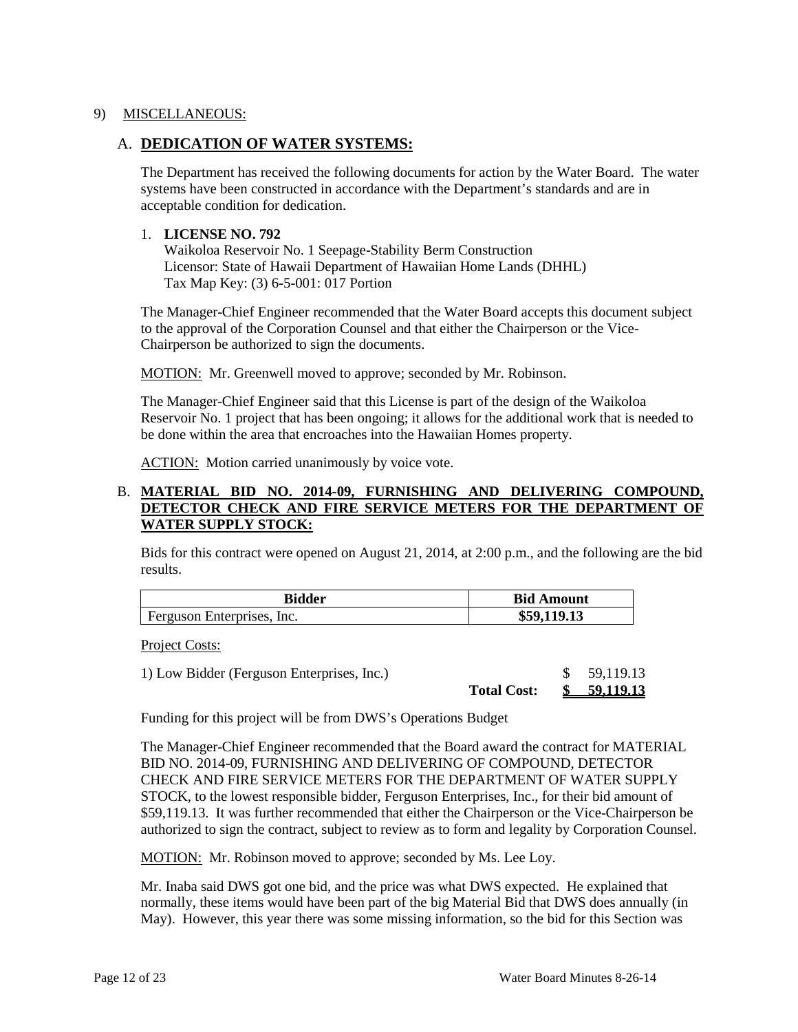9) MISCELLANEOUS:

## A. **DEDICATION OF WATER SYSTEMS:**

The Department has received the following documents for action by the Water Board. The water systems have been constructed in accordance with the Department's standards and are in acceptable condition for dedication.

1. **LICENSE NO. 792**
   Waikoloa Reservoir No. 1 Seepage-Stability Berm Construction
   Licensor: State of Hawaii Department of Hawaiian Home Lands (DHHL)
   Tax Map Key: (3) 6-5-001: 017 Portion

The Manager-Chief Engineer recommended that the Water Board accepts this document subject to the approval of the Corporation Counsel and that either the Chairperson or the Vice-Chairperson be authorized to sign the documents.

MOTION: Mr. Greenwell moved to approve; seconded by Mr. Robinson.

The Manager-Chief Engineer said that this License is part of the design of the Waikoloa Reservoir No. 1 project that has been ongoing; it allows for the additional work that is needed to be done within the area that encroaches into the Hawaiian Homes property.

ACTION: Motion carried unanimously by voice vote.

## B. **MATERIAL BID NO. 2014-09, FURNISHING AND DELIVERING COMPOUND, DETECTOR CHECK AND FIRE SERVICE METERS FOR THE DEPARTMENT OF WATER SUPPLY STOCK:**

Bids for this contract were opened on August 21, 2014, at 2:00 p.m., and the following are the bid results.

| Bidder | Bid Amount |
|---|---|
| Ferguson Enterprises, Inc. | **$59,119.13** |

Project Costs:

| | | |
|---|---|---|
| 1) Low Bidder (Ferguson Enterprises, Inc.) | | $ 59,119.13 |
| | **Total Cost:** | **$ 59,119.13** |

Funding for this project will be from DWS's Operations Budget

The Manager-Chief Engineer recommended that the Board award the contract for MATERIAL BID NO. 2014-09, FURNISHING AND DELIVERING OF COMPOUND, DETECTOR CHECK AND FIRE SERVICE METERS FOR THE DEPARTMENT OF WATER SUPPLY STOCK, to the lowest responsible bidder, Ferguson Enterprises, Inc., for their bid amount of $59,119.13. It was further recommended that either the Chairperson or the Vice-Chairperson be authorized to sign the contract, subject to review as to form and legality by Corporation Counsel.

MOTION: Mr. Robinson moved to approve; seconded by Ms. Lee Loy.

Mr. Inaba said DWS got one bid, and the price was what DWS expected. He explained that normally, these items would have been part of the big Material Bid that DWS does annually (in May). However, this year there was some missing information, so the bid for this Section was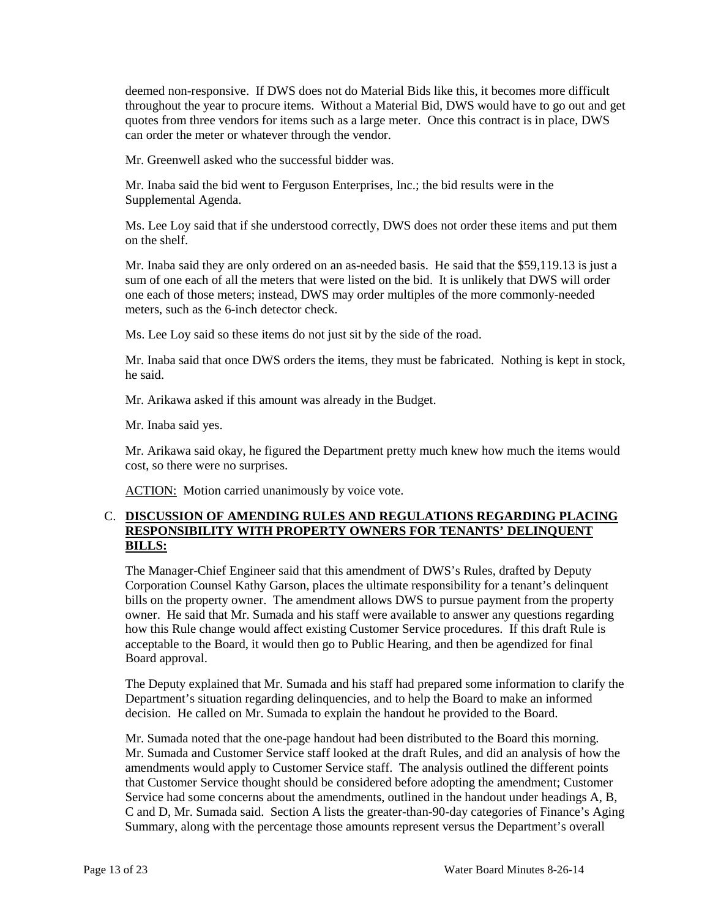deemed non-responsive. If DWS does not do Material Bids like this, it becomes more difficult throughout the year to procure items. Without a Material Bid, DWS would have to go out and get quotes from three vendors for items such as a large meter. Once this contract is in place, DWS can order the meter or whatever through the vendor.

Mr. Greenwell asked who the successful bidder was.

Mr. Inaba said the bid went to Ferguson Enterprises, Inc.; the bid results were in the Supplemental Agenda.

Ms. Lee Loy said that if she understood correctly, DWS does not order these items and put them on the shelf.

Mr. Inaba said they are only ordered on an as-needed basis. He said that the $59,119.13 is just a sum of one each of all the meters that were listed on the bid. It is unlikely that DWS will order one each of those meters; instead, DWS may order multiples of the more commonly-needed meters, such as the 6-inch detector check.

Ms. Lee Loy said so these items do not just sit by the side of the road.

Mr. Inaba said that once DWS orders the items, they must be fabricated. Nothing is kept in stock, he said.

Mr. Arikawa asked if this amount was already in the Budget.

Mr. Inaba said yes.

Mr. Arikawa said okay, he figured the Department pretty much knew how much the items would cost, so there were no surprises.

ACTION: Motion carried unanimously by voice vote.

## C. DISCUSSION OF AMENDING RULES AND REGULATIONS REGARDING PLACING RESPONSIBILITY WITH PROPERTY OWNERS FOR TENANTS' DELINQUENT BILLS:

The Manager-Chief Engineer said that this amendment of DWS's Rules, drafted by Deputy Corporation Counsel Kathy Garson, places the ultimate responsibility for a tenant's delinquent bills on the property owner. The amendment allows DWS to pursue payment from the property owner. He said that Mr. Sumada and his staff were available to answer any questions regarding how this Rule change would affect existing Customer Service procedures. If this draft Rule is acceptable to the Board, it would then go to Public Hearing, and then be agendized for final Board approval.

The Deputy explained that Mr. Sumada and his staff had prepared some information to clarify the Department's situation regarding delinquencies, and to help the Board to make an informed decision. He called on Mr. Sumada to explain the handout he provided to the Board.

Mr. Sumada noted that the one-page handout had been distributed to the Board this morning. Mr. Sumada and Customer Service staff looked at the draft Rules, and did an analysis of how the amendments would apply to Customer Service staff. The analysis outlined the different points that Customer Service thought should be considered before adopting the amendment; Customer Service had some concerns about the amendments, outlined in the handout under headings A, B, C and D, Mr. Sumada said. Section A lists the greater-than-90-day categories of Finance's Aging Summary, along with the percentage those amounts represent versus the Department's overall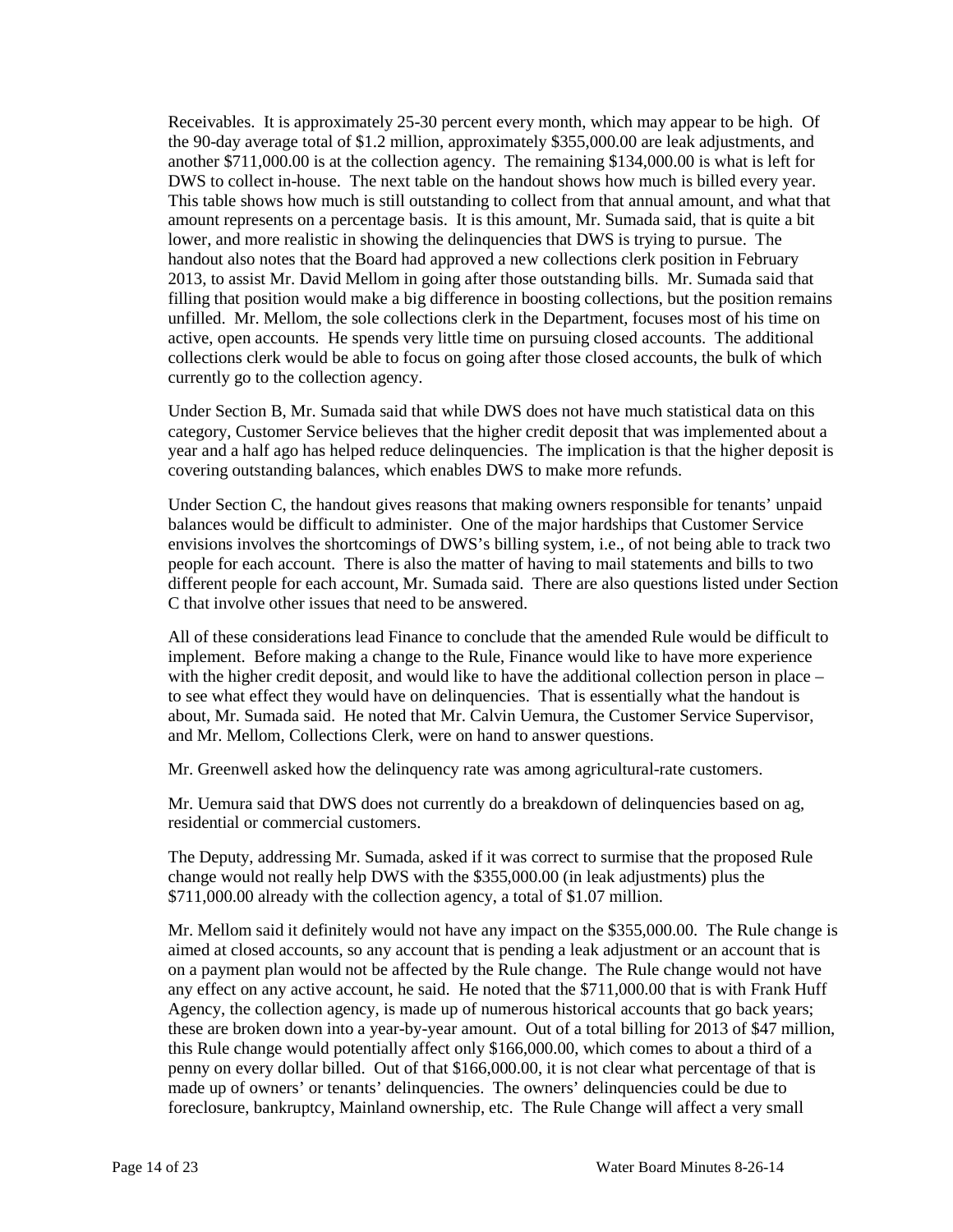Receivables. It is approximately 25-30 percent every month, which may appear to be high. Of the 90-day average total of $1.2 million, approximately $355,000.00 are leak adjustments, and another $711,000.00 is at the collection agency. The remaining $134,000.00 is what is left for DWS to collect in-house. The next table on the handout shows how much is billed every year. This table shows how much is still outstanding to collect from that annual amount, and what that amount represents on a percentage basis. It is this amount, Mr. Sumada said, that is quite a bit lower, and more realistic in showing the delinquencies that DWS is trying to pursue. The handout also notes that the Board had approved a new collections clerk position in February 2013, to assist Mr. David Mellom in going after those outstanding bills. Mr. Sumada said that filling that position would make a big difference in boosting collections, but the position remains unfilled. Mr. Mellom, the sole collections clerk in the Department, focuses most of his time on active, open accounts. He spends very little time on pursuing closed accounts. The additional collections clerk would be able to focus on going after those closed accounts, the bulk of which currently go to the collection agency.

Under Section B, Mr. Sumada said that while DWS does not have much statistical data on this category, Customer Service believes that the higher credit deposit that was implemented about a year and a half ago has helped reduce delinquencies. The implication is that the higher deposit is covering outstanding balances, which enables DWS to make more refunds.

Under Section C, the handout gives reasons that making owners responsible for tenants' unpaid balances would be difficult to administer. One of the major hardships that Customer Service envisions involves the shortcomings of DWS's billing system, i.e., of not being able to track two people for each account. There is also the matter of having to mail statements and bills to two different people for each account, Mr. Sumada said. There are also questions listed under Section C that involve other issues that need to be answered.

All of these considerations lead Finance to conclude that the amended Rule would be difficult to implement. Before making a change to the Rule, Finance would like to have more experience with the higher credit deposit, and would like to have the additional collection person in place – to see what effect they would have on delinquencies. That is essentially what the handout is about, Mr. Sumada said. He noted that Mr. Calvin Uemura, the Customer Service Supervisor, and Mr. Mellom, Collections Clerk, were on hand to answer questions.

Mr. Greenwell asked how the delinquency rate was among agricultural-rate customers.

Mr. Uemura said that DWS does not currently do a breakdown of delinquencies based on ag, residential or commercial customers.

The Deputy, addressing Mr. Sumada, asked if it was correct to surmise that the proposed Rule change would not really help DWS with the $355,000.00 (in leak adjustments) plus the $711,000.00 already with the collection agency, a total of $1.07 million.

Mr. Mellom said it definitely would not have any impact on the $355,000.00. The Rule change is aimed at closed accounts, so any account that is pending a leak adjustment or an account that is on a payment plan would not be affected by the Rule change. The Rule change would not have any effect on any active account, he said. He noted that the $711,000.00 that is with Frank Huff Agency, the collection agency, is made up of numerous historical accounts that go back years; these are broken down into a year-by-year amount. Out of a total billing for 2013 of $47 million, this Rule change would potentially affect only $166,000.00, which comes to about a third of a penny on every dollar billed. Out of that $166,000.00, it is not clear what percentage of that is made up of owners' or tenants' delinquencies. The owners' delinquencies could be due to foreclosure, bankruptcy, Mainland ownership, etc. The Rule Change will affect a very small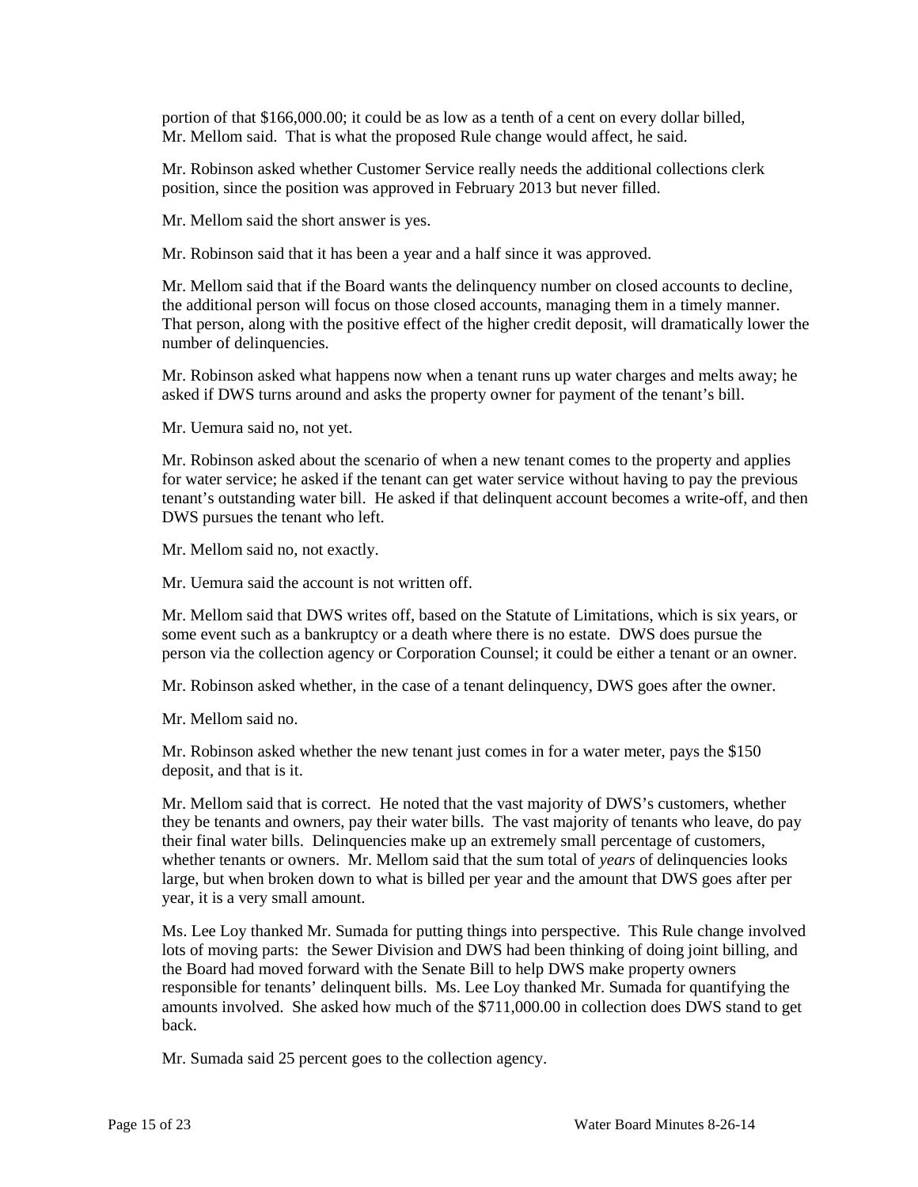portion of that $166,000.00; it could be as low as a tenth of a cent on every dollar billed, Mr. Mellom said. That is what the proposed Rule change would affect, he said.

Mr. Robinson asked whether Customer Service really needs the additional collections clerk position, since the position was approved in February 2013 but never filled.

Mr. Mellom said the short answer is yes.

Mr. Robinson said that it has been a year and a half since it was approved.

Mr. Mellom said that if the Board wants the delinquency number on closed accounts to decline, the additional person will focus on those closed accounts, managing them in a timely manner. That person, along with the positive effect of the higher credit deposit, will dramatically lower the number of delinquencies.

Mr. Robinson asked what happens now when a tenant runs up water charges and melts away; he asked if DWS turns around and asks the property owner for payment of the tenant's bill.

Mr. Uemura said no, not yet.

Mr. Robinson asked about the scenario of when a new tenant comes to the property and applies for water service; he asked if the tenant can get water service without having to pay the previous tenant's outstanding water bill. He asked if that delinquent account becomes a write-off, and then DWS pursues the tenant who left.

Mr. Mellom said no, not exactly.

Mr. Uemura said the account is not written off.

Mr. Mellom said that DWS writes off, based on the Statute of Limitations, which is six years, or some event such as a bankruptcy or a death where there is no estate. DWS does pursue the person via the collection agency or Corporation Counsel; it could be either a tenant or an owner.

Mr. Robinson asked whether, in the case of a tenant delinquency, DWS goes after the owner.

Mr. Mellom said no.

Mr. Robinson asked whether the new tenant just comes in for a water meter, pays the $150 deposit, and that is it.

Mr. Mellom said that is correct. He noted that the vast majority of DWS's customers, whether they be tenants and owners, pay their water bills. The vast majority of tenants who leave, do pay their final water bills. Delinquencies make up an extremely small percentage of customers, whether tenants or owners. Mr. Mellom said that the sum total of *years* of delinquencies looks large, but when broken down to what is billed per year and the amount that DWS goes after per year, it is a very small amount.

Ms. Lee Loy thanked Mr. Sumada for putting things into perspective. This Rule change involved lots of moving parts: the Sewer Division and DWS had been thinking of doing joint billing, and the Board had moved forward with the Senate Bill to help DWS make property owners responsible for tenants' delinquent bills. Ms. Lee Loy thanked Mr. Sumada for quantifying the amounts involved. She asked how much of the $711,000.00 in collection does DWS stand to get back.

Mr. Sumada said 25 percent goes to the collection agency.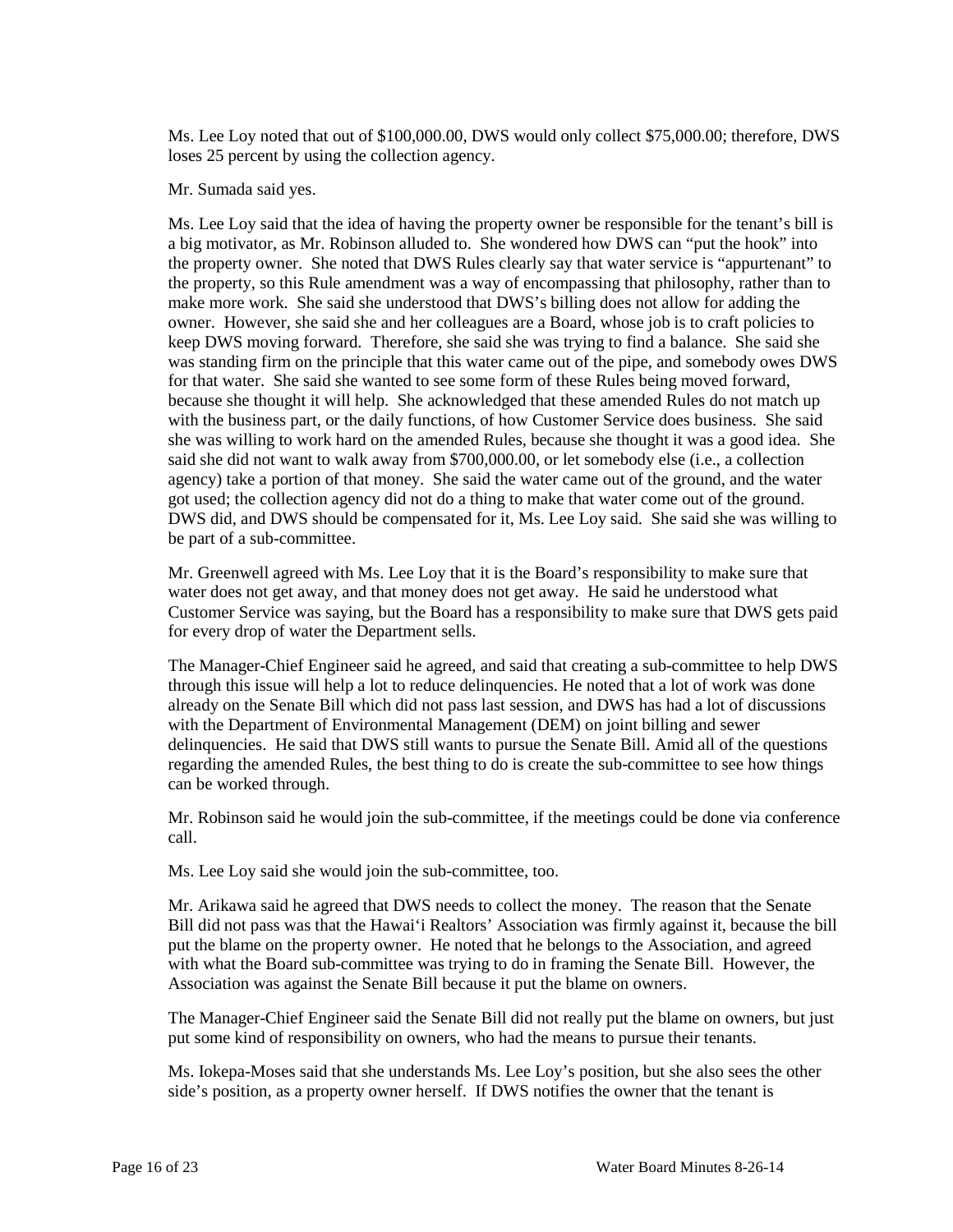Ms. Lee Loy noted that out of $100,000.00, DWS would only collect $75,000.00; therefore, DWS loses 25 percent by using the collection agency.

Mr. Sumada said yes.

Ms. Lee Loy said that the idea of having the property owner be responsible for the tenant's bill is a big motivator, as Mr. Robinson alluded to. She wondered how DWS can "put the hook" into the property owner. She noted that DWS Rules clearly say that water service is "appurtenant" to the property, so this Rule amendment was a way of encompassing that philosophy, rather than to make more work. She said she understood that DWS's billing does not allow for adding the owner. However, she said she and her colleagues are a Board, whose job is to craft policies to keep DWS moving forward. Therefore, she said she was trying to find a balance. She said she was standing firm on the principle that this water came out of the pipe, and somebody owes DWS for that water. She said she wanted to see some form of these Rules being moved forward, because she thought it will help. She acknowledged that these amended Rules do not match up with the business part, or the daily functions, of how Customer Service does business. She said she was willing to work hard on the amended Rules, because she thought it was a good idea. She said she did not want to walk away from $700,000.00, or let somebody else (i.e., a collection agency) take a portion of that money. She said the water came out of the ground, and the water got used; the collection agency did not do a thing to make that water come out of the ground. DWS did, and DWS should be compensated for it, Ms. Lee Loy said. She said she was willing to be part of a sub-committee.

Mr. Greenwell agreed with Ms. Lee Loy that it is the Board's responsibility to make sure that water does not get away, and that money does not get away. He said he understood what Customer Service was saying, but the Board has a responsibility to make sure that DWS gets paid for every drop of water the Department sells.

The Manager-Chief Engineer said he agreed, and said that creating a sub-committee to help DWS through this issue will help a lot to reduce delinquencies. He noted that a lot of work was done already on the Senate Bill which did not pass last session, and DWS has had a lot of discussions with the Department of Environmental Management (DEM) on joint billing and sewer delinquencies. He said that DWS still wants to pursue the Senate Bill. Amid all of the questions regarding the amended Rules, the best thing to do is create the sub-committee to see how things can be worked through.

Mr. Robinson said he would join the sub-committee, if the meetings could be done via conference call.

Ms. Lee Loy said she would join the sub-committee, too.

Mr. Arikawa said he agreed that DWS needs to collect the money. The reason that the Senate Bill did not pass was that the Hawai'i Realtors' Association was firmly against it, because the bill put the blame on the property owner. He noted that he belongs to the Association, and agreed with what the Board sub-committee was trying to do in framing the Senate Bill. However, the Association was against the Senate Bill because it put the blame on owners.

The Manager-Chief Engineer said the Senate Bill did not really put the blame on owners, but just put some kind of responsibility on owners, who had the means to pursue their tenants.

Ms. Iokepa-Moses said that she understands Ms. Lee Loy's position, but she also sees the other side's position, as a property owner herself. If DWS notifies the owner that the tenant is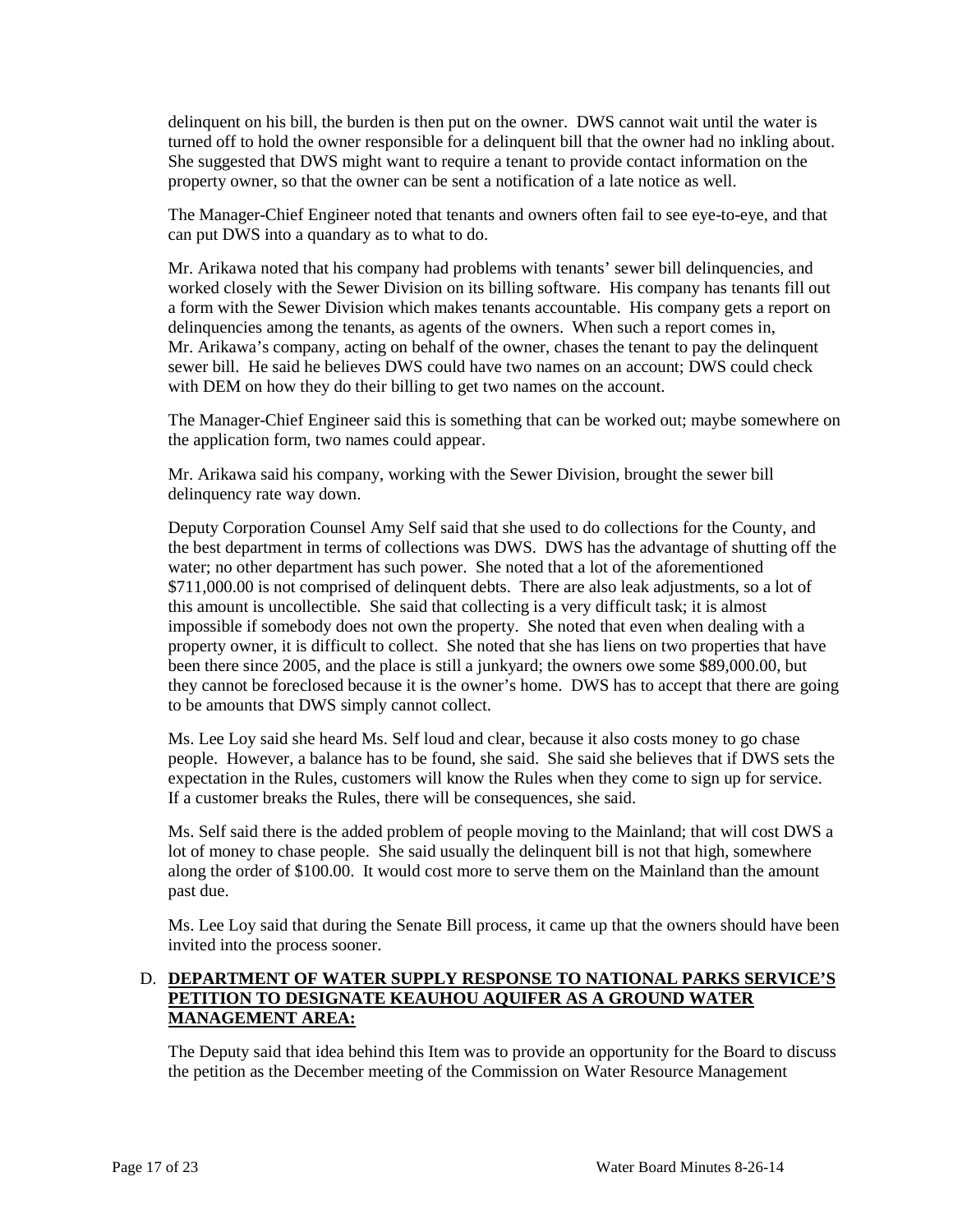delinquent on his bill, the burden is then put on the owner. DWS cannot wait until the water is turned off to hold the owner responsible for a delinquent bill that the owner had no inkling about. She suggested that DWS might want to require a tenant to provide contact information on the property owner, so that the owner can be sent a notification of a late notice as well.

The Manager-Chief Engineer noted that tenants and owners often fail to see eye-to-eye, and that can put DWS into a quandary as to what to do.

Mr. Arikawa noted that his company had problems with tenants' sewer bill delinquencies, and worked closely with the Sewer Division on its billing software. His company has tenants fill out a form with the Sewer Division which makes tenants accountable. His company gets a report on delinquencies among the tenants, as agents of the owners. When such a report comes in, Mr. Arikawa's company, acting on behalf of the owner, chases the tenant to pay the delinquent sewer bill. He said he believes DWS could have two names on an account; DWS could check with DEM on how they do their billing to get two names on the account.

The Manager-Chief Engineer said this is something that can be worked out; maybe somewhere on the application form, two names could appear.

Mr. Arikawa said his company, working with the Sewer Division, brought the sewer bill delinquency rate way down.

Deputy Corporation Counsel Amy Self said that she used to do collections for the County, and the best department in terms of collections was DWS. DWS has the advantage of shutting off the water; no other department has such power. She noted that a lot of the aforementioned $711,000.00 is not comprised of delinquent debts. There are also leak adjustments, so a lot of this amount is uncollectible. She said that collecting is a very difficult task; it is almost impossible if somebody does not own the property. She noted that even when dealing with a property owner, it is difficult to collect. She noted that she has liens on two properties that have been there since 2005, and the place is still a junkyard; the owners owe some $89,000.00, but they cannot be foreclosed because it is the owner's home. DWS has to accept that there are going to be amounts that DWS simply cannot collect.

Ms. Lee Loy said she heard Ms. Self loud and clear, because it also costs money to go chase people. However, a balance has to be found, she said. She said she believes that if DWS sets the expectation in the Rules, customers will know the Rules when they come to sign up for service. If a customer breaks the Rules, there will be consequences, she said.

Ms. Self said there is the added problem of people moving to the Mainland; that will cost DWS a lot of money to chase people. She said usually the delinquent bill is not that high, somewhere along the order of $100.00. It would cost more to serve them on the Mainland than the amount past due.

Ms. Lee Loy said that during the Senate Bill process, it came up that the owners should have been invited into the process sooner.

D. **DEPARTMENT OF WATER SUPPLY RESPONSE TO NATIONAL PARKS SERVICE'S PETITION TO DESIGNATE KEAUHOU AQUIFER AS A GROUND WATER MANAGEMENT AREA:**

The Deputy said that idea behind this Item was to provide an opportunity for the Board to discuss the petition as the December meeting of the Commission on Water Resource Management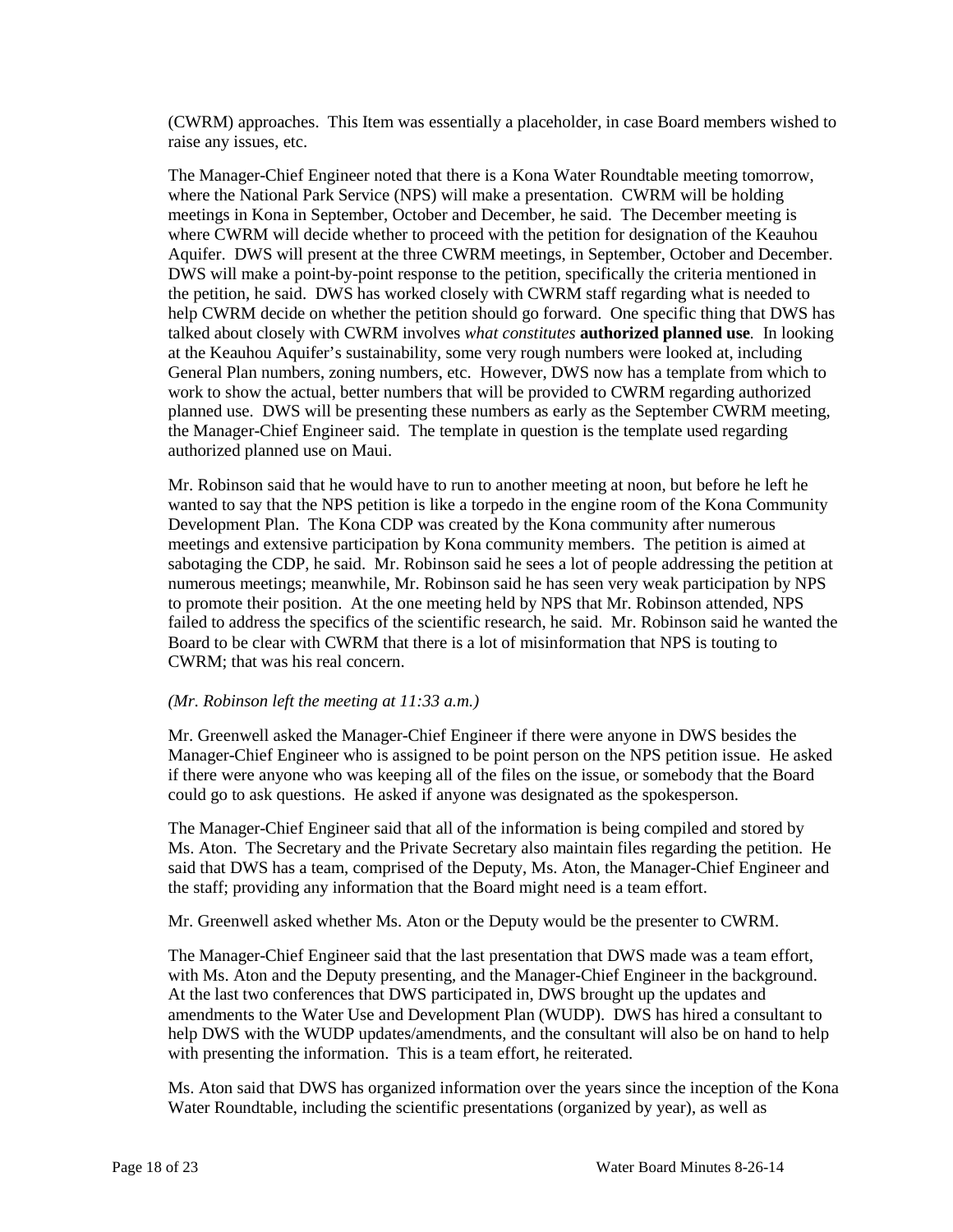(CWRM) approaches. This Item was essentially a placeholder, in case Board members wished to raise any issues, etc.

The Manager-Chief Engineer noted that there is a Kona Water Roundtable meeting tomorrow, where the National Park Service (NPS) will make a presentation. CWRM will be holding meetings in Kona in September, October and December, he said. The December meeting is where CWRM will decide whether to proceed with the petition for designation of the Keauhou Aquifer. DWS will present at the three CWRM meetings, in September, October and December. DWS will make a point-by-point response to the petition, specifically the criteria mentioned in the petition, he said. DWS has worked closely with CWRM staff regarding what is needed to help CWRM decide on whether the petition should go forward. One specific thing that DWS has talked about closely with CWRM involves *what constitutes* **authorized planned use***.* In looking at the Keauhou Aquifer's sustainability, some very rough numbers were looked at, including General Plan numbers, zoning numbers, etc. However, DWS now has a template from which to work to show the actual, better numbers that will be provided to CWRM regarding authorized planned use. DWS will be presenting these numbers as early as the September CWRM meeting, the Manager-Chief Engineer said. The template in question is the template used regarding authorized planned use on Maui.

Mr. Robinson said that he would have to run to another meeting at noon, but before he left he wanted to say that the NPS petition is like a torpedo in the engine room of the Kona Community Development Plan. The Kona CDP was created by the Kona community after numerous meetings and extensive participation by Kona community members. The petition is aimed at sabotaging the CDP, he said. Mr. Robinson said he sees a lot of people addressing the petition at numerous meetings; meanwhile, Mr. Robinson said he has seen very weak participation by NPS to promote their position. At the one meeting held by NPS that Mr. Robinson attended, NPS failed to address the specifics of the scientific research, he said. Mr. Robinson said he wanted the Board to be clear with CWRM that there is a lot of misinformation that NPS is touting to CWRM; that was his real concern.

*(Mr. Robinson left the meeting at 11:33 a.m.)*

Mr. Greenwell asked the Manager-Chief Engineer if there were anyone in DWS besides the Manager-Chief Engineer who is assigned to be point person on the NPS petition issue. He asked if there were anyone who was keeping all of the files on the issue, or somebody that the Board could go to ask questions. He asked if anyone was designated as the spokesperson.

The Manager-Chief Engineer said that all of the information is being compiled and stored by Ms. Aton. The Secretary and the Private Secretary also maintain files regarding the petition. He said that DWS has a team, comprised of the Deputy, Ms. Aton, the Manager-Chief Engineer and the staff; providing any information that the Board might need is a team effort.

Mr. Greenwell asked whether Ms. Aton or the Deputy would be the presenter to CWRM.

The Manager-Chief Engineer said that the last presentation that DWS made was a team effort, with Ms. Aton and the Deputy presenting, and the Manager-Chief Engineer in the background. At the last two conferences that DWS participated in, DWS brought up the updates and amendments to the Water Use and Development Plan (WUDP). DWS has hired a consultant to help DWS with the WUDP updates/amendments, and the consultant will also be on hand to help with presenting the information. This is a team effort, he reiterated.

Ms. Aton said that DWS has organized information over the years since the inception of the Kona Water Roundtable, including the scientific presentations (organized by year), as well as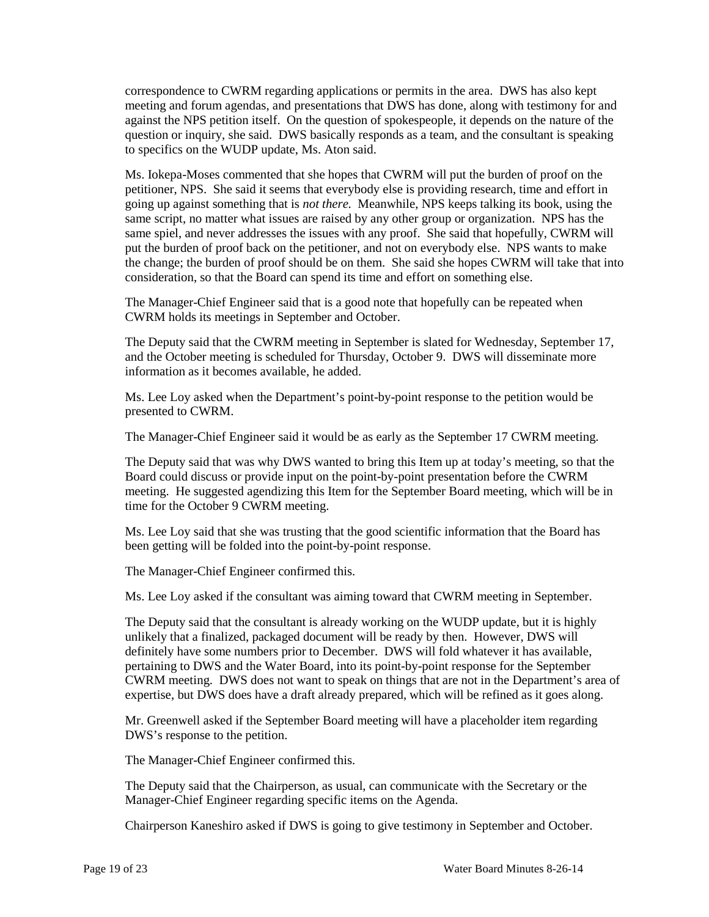correspondence to CWRM regarding applications or permits in the area. DWS has also kept meeting and forum agendas, and presentations that DWS has done, along with testimony for and against the NPS petition itself. On the question of spokespeople, it depends on the nature of the question or inquiry, she said. DWS basically responds as a team, and the consultant is speaking to specifics on the WUDP update, Ms. Aton said.

Ms. Iokepa-Moses commented that she hopes that CWRM will put the burden of proof on the petitioner, NPS. She said it seems that everybody else is providing research, time and effort in going up against something that is *not there.* Meanwhile, NPS keeps talking its book, using the same script, no matter what issues are raised by any other group or organization. NPS has the same spiel, and never addresses the issues with any proof. She said that hopefully, CWRM will put the burden of proof back on the petitioner, and not on everybody else. NPS wants to make the change; the burden of proof should be on them. She said she hopes CWRM will take that into consideration, so that the Board can spend its time and effort on something else.

The Manager-Chief Engineer said that is a good note that hopefully can be repeated when CWRM holds its meetings in September and October.

The Deputy said that the CWRM meeting in September is slated for Wednesday, September 17, and the October meeting is scheduled for Thursday, October 9. DWS will disseminate more information as it becomes available, he added.

Ms. Lee Loy asked when the Department's point-by-point response to the petition would be presented to CWRM.

The Manager-Chief Engineer said it would be as early as the September 17 CWRM meeting.

The Deputy said that was why DWS wanted to bring this Item up at today's meeting, so that the Board could discuss or provide input on the point-by-point presentation before the CWRM meeting. He suggested agendizing this Item for the September Board meeting, which will be in time for the October 9 CWRM meeting.

Ms. Lee Loy said that she was trusting that the good scientific information that the Board has been getting will be folded into the point-by-point response.

The Manager-Chief Engineer confirmed this.

Ms. Lee Loy asked if the consultant was aiming toward that CWRM meeting in September.

The Deputy said that the consultant is already working on the WUDP update, but it is highly unlikely that a finalized, packaged document will be ready by then. However, DWS will definitely have some numbers prior to December. DWS will fold whatever it has available, pertaining to DWS and the Water Board, into its point-by-point response for the September CWRM meeting. DWS does not want to speak on things that are not in the Department's area of expertise, but DWS does have a draft already prepared, which will be refined as it goes along.

Mr. Greenwell asked if the September Board meeting will have a placeholder item regarding DWS's response to the petition.

The Manager-Chief Engineer confirmed this.

The Deputy said that the Chairperson, as usual, can communicate with the Secretary or the Manager-Chief Engineer regarding specific items on the Agenda.

Chairperson Kaneshiro asked if DWS is going to give testimony in September and October.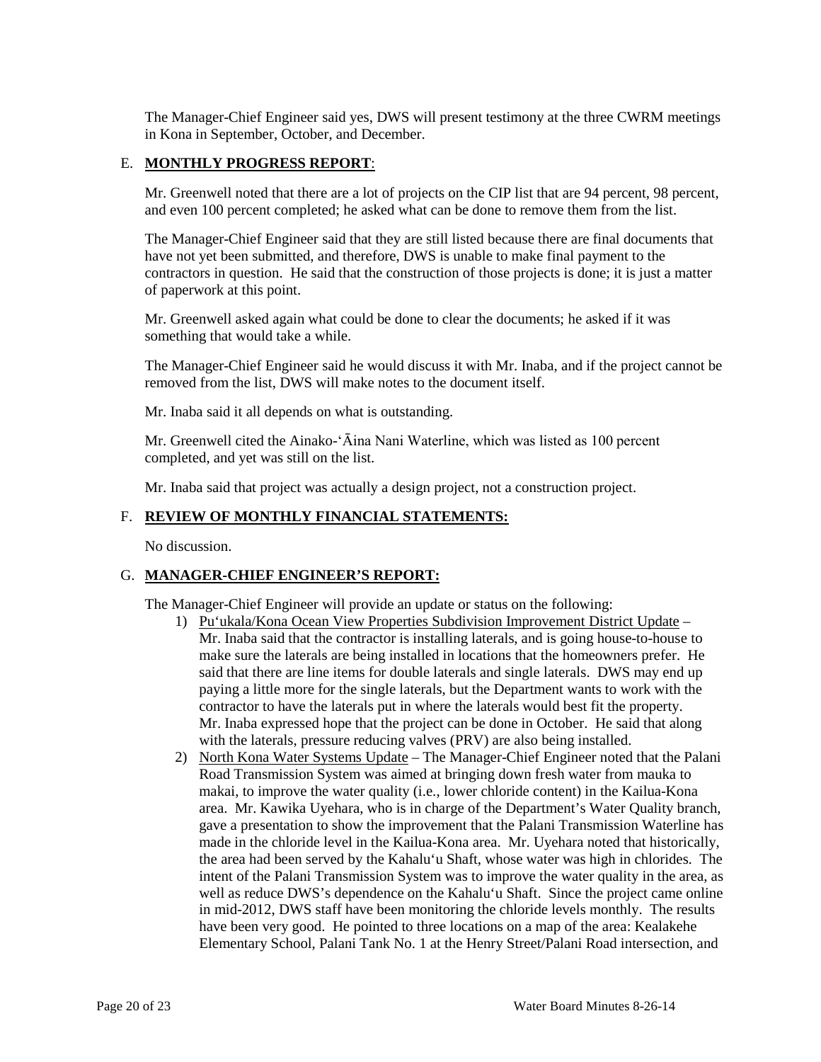The Manager-Chief Engineer said yes, DWS will present testimony at the three CWRM meetings in Kona in September, October, and December.

E. **MONTHLY PROGRESS REPORT**:

Mr. Greenwell noted that there are a lot of projects on the CIP list that are 94 percent, 98 percent, and even 100 percent completed; he asked what can be done to remove them from the list.

The Manager-Chief Engineer said that they are still listed because there are final documents that have not yet been submitted, and therefore, DWS is unable to make final payment to the contractors in question. He said that the construction of those projects is done; it is just a matter of paperwork at this point.

Mr. Greenwell asked again what could be done to clear the documents; he asked if it was something that would take a while.

The Manager-Chief Engineer said he would discuss it with Mr. Inaba, and if the project cannot be removed from the list, DWS will make notes to the document itself.

Mr. Inaba said it all depends on what is outstanding.

Mr. Greenwell cited the Ainako-ʻĀina Nani Waterline, which was listed as 100 percent completed, and yet was still on the list.

Mr. Inaba said that project was actually a design project, not a construction project.

F. **REVIEW OF MONTHLY FINANCIAL STATEMENTS:**

No discussion.

G. **MANAGER-CHIEF ENGINEER'S REPORT:**

The Manager-Chief Engineer will provide an update or status on the following:

1) Puʻukala/Kona Ocean View Properties Subdivision Improvement District Update – Mr. Inaba said that the contractor is installing laterals, and is going house-to-house to make sure the laterals are being installed in locations that the homeowners prefer. He said that there are line items for double laterals and single laterals. DWS may end up paying a little more for the single laterals, but the Department wants to work with the contractor to have the laterals put in where the laterals would best fit the property. Mr. Inaba expressed hope that the project can be done in October. He said that along with the laterals, pressure reducing valves (PRV) are also being installed.
2) North Kona Water Systems Update – The Manager-Chief Engineer noted that the Palani Road Transmission System was aimed at bringing down fresh water from mauka to makai, to improve the water quality (i.e., lower chloride content) in the Kailua-Kona area. Mr. Kawika Uyehara, who is in charge of the Department's Water Quality branch, gave a presentation to show the improvement that the Palani Transmission Waterline has made in the chloride level in the Kailua-Kona area. Mr. Uyehara noted that historically, the area had been served by the Kahaluʻu Shaft, whose water was high in chlorides. The intent of the Palani Transmission System was to improve the water quality in the area, as well as reduce DWS's dependence on the Kahaluʻu Shaft. Since the project came online in mid-2012, DWS staff have been monitoring the chloride levels monthly. The results have been very good. He pointed to three locations on a map of the area: Kealakehe Elementary School, Palani Tank No. 1 at the Henry Street/Palani Road intersection, and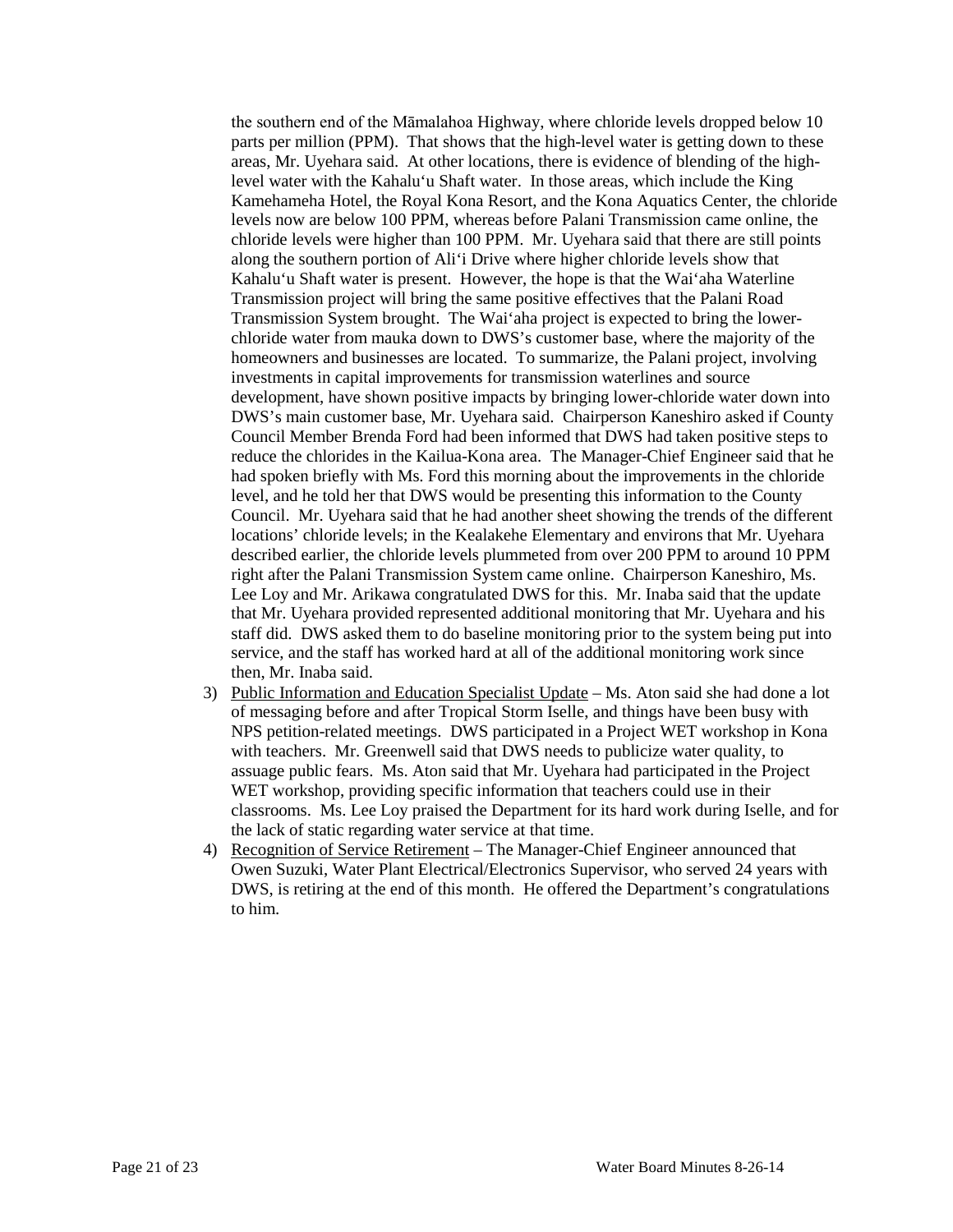the southern end of the Māmalahoa Highway, where chloride levels dropped below 10 parts per million (PPM). That shows that the high-level water is getting down to these areas, Mr. Uyehara said. At other locations, there is evidence of blending of the high-level water with the Kahalu‘u Shaft water. In those areas, which include the King Kamehameha Hotel, the Royal Kona Resort, and the Kona Aquatics Center, the chloride levels now are below 100 PPM, whereas before Palani Transmission came online, the chloride levels were higher than 100 PPM. Mr. Uyehara said that there are still points along the southern portion of Ali‘i Drive where higher chloride levels show that Kahalu‘u Shaft water is present. However, the hope is that the Wai‘aha Waterline Transmission project will bring the same positive effectives that the Palani Road Transmission System brought. The Wai‘aha project is expected to bring the lower-chloride water from mauka down to DWS's customer base, where the majority of the homeowners and businesses are located. To summarize, the Palani project, involving investments in capital improvements for transmission waterlines and source development, have shown positive impacts by bringing lower-chloride water down into DWS's main customer base, Mr. Uyehara said. Chairperson Kaneshiro asked if County Council Member Brenda Ford had been informed that DWS had taken positive steps to reduce the chlorides in the Kailua-Kona area. The Manager-Chief Engineer said that he had spoken briefly with Ms. Ford this morning about the improvements in the chloride level, and he told her that DWS would be presenting this information to the County Council. Mr. Uyehara said that he had another sheet showing the trends of the different locations' chloride levels; in the Kealakehe Elementary and environs that Mr. Uyehara described earlier, the chloride levels plummeted from over 200 PPM to around 10 PPM right after the Palani Transmission System came online. Chairperson Kaneshiro, Ms. Lee Loy and Mr. Arikawa congratulated DWS for this. Mr. Inaba said that the update that Mr. Uyehara provided represented additional monitoring that Mr. Uyehara and his staff did. DWS asked them to do baseline monitoring prior to the system being put into service, and the staff has worked hard at all of the additional monitoring work since then, Mr. Inaba said.

3) Public Information and Education Specialist Update – Ms. Aton said she had done a lot of messaging before and after Tropical Storm Iselle, and things have been busy with NPS petition-related meetings. DWS participated in a Project WET workshop in Kona with teachers. Mr. Greenwell said that DWS needs to publicize water quality, to assuage public fears. Ms. Aton said that Mr. Uyehara had participated in the Project WET workshop, providing specific information that teachers could use in their classrooms. Ms. Lee Loy praised the Department for its hard work during Iselle, and for the lack of static regarding water service at that time.

4) Recognition of Service Retirement – The Manager-Chief Engineer announced that Owen Suzuki, Water Plant Electrical/Electronics Supervisor, who served 24 years with DWS, is retiring at the end of this month. He offered the Department's congratulations to him.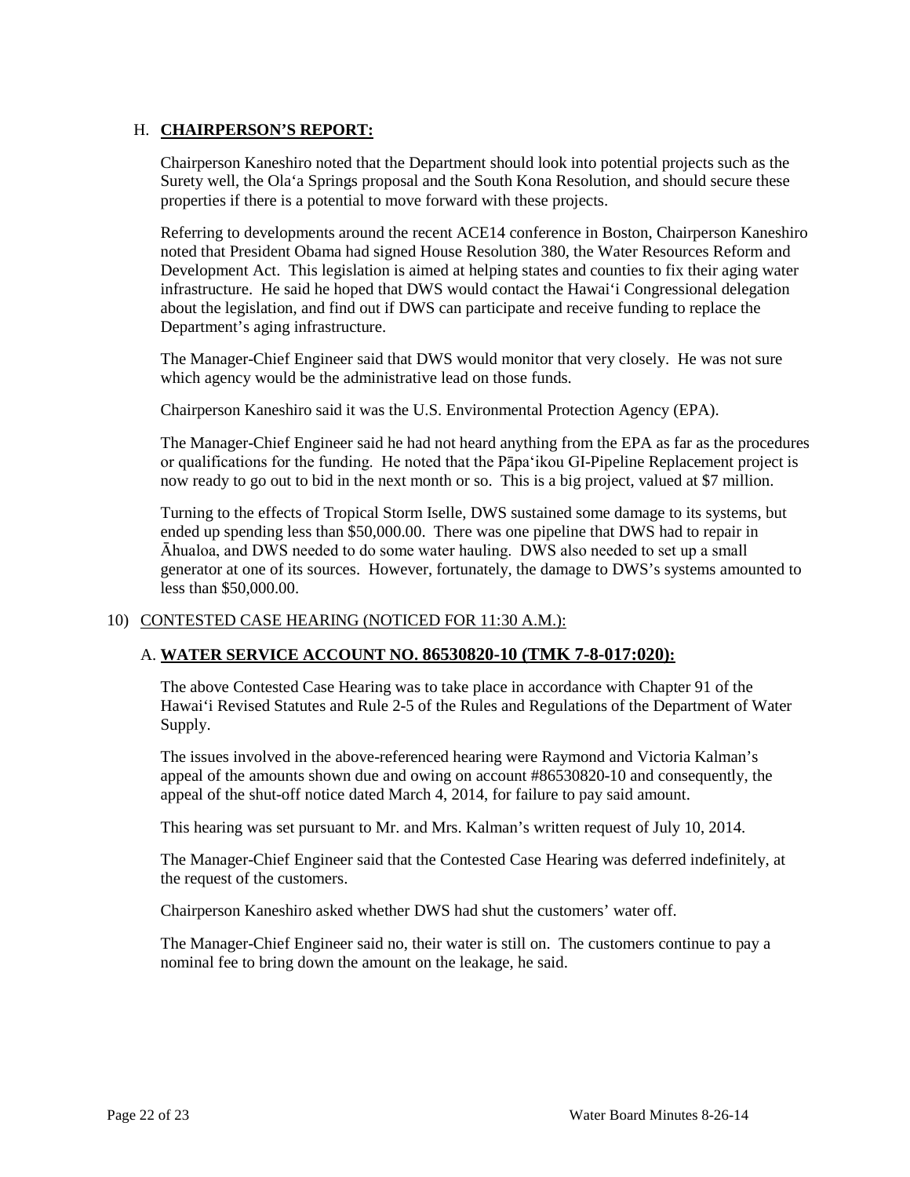H. **CHAIRPERSON'S REPORT:**

Chairperson Kaneshiro noted that the Department should look into potential projects such as the Surety well, the Ola'a Springs proposal and the South Kona Resolution, and should secure these properties if there is a potential to move forward with these projects.

Referring to developments around the recent ACE14 conference in Boston, Chairperson Kaneshiro noted that President Obama had signed House Resolution 380, the Water Resources Reform and Development Act. This legislation is aimed at helping states and counties to fix their aging water infrastructure. He said he hoped that DWS would contact the Hawai'i Congressional delegation about the legislation, and find out if DWS can participate and receive funding to replace the Department's aging infrastructure.

The Manager-Chief Engineer said that DWS would monitor that very closely. He was not sure which agency would be the administrative lead on those funds.

Chairperson Kaneshiro said it was the U.S. Environmental Protection Agency (EPA).

The Manager-Chief Engineer said he had not heard anything from the EPA as far as the procedures or qualifications for the funding. He noted that the Pāpa'ikou GI-Pipeline Replacement project is now ready to go out to bid in the next month or so. This is a big project, valued at $7 million.

Turning to the effects of Tropical Storm Iselle, DWS sustained some damage to its systems, but ended up spending less than $50,000.00. There was one pipeline that DWS had to repair in Āhualoa, and DWS needed to do some water hauling. DWS also needed to set up a small generator at one of its sources. However, fortunately, the damage to DWS's systems amounted to less than $50,000.00.

10) CONTESTED CASE HEARING (NOTICED FOR 11:30 A.M.):

A. **WATER SERVICE ACCOUNT NO. 86530820-10 (TMK 7-8-017:020):**

The above Contested Case Hearing was to take place in accordance with Chapter 91 of the Hawai'i Revised Statutes and Rule 2-5 of the Rules and Regulations of the Department of Water Supply.

The issues involved in the above-referenced hearing were Raymond and Victoria Kalman's appeal of the amounts shown due and owing on account #86530820-10 and consequently, the appeal of the shut-off notice dated March 4, 2014, for failure to pay said amount.

This hearing was set pursuant to Mr. and Mrs. Kalman's written request of July 10, 2014.

The Manager-Chief Engineer said that the Contested Case Hearing was deferred indefinitely, at the request of the customers.

Chairperson Kaneshiro asked whether DWS had shut the customers' water off.

The Manager-Chief Engineer said no, their water is still on. The customers continue to pay a nominal fee to bring down the amount on the leakage, he said.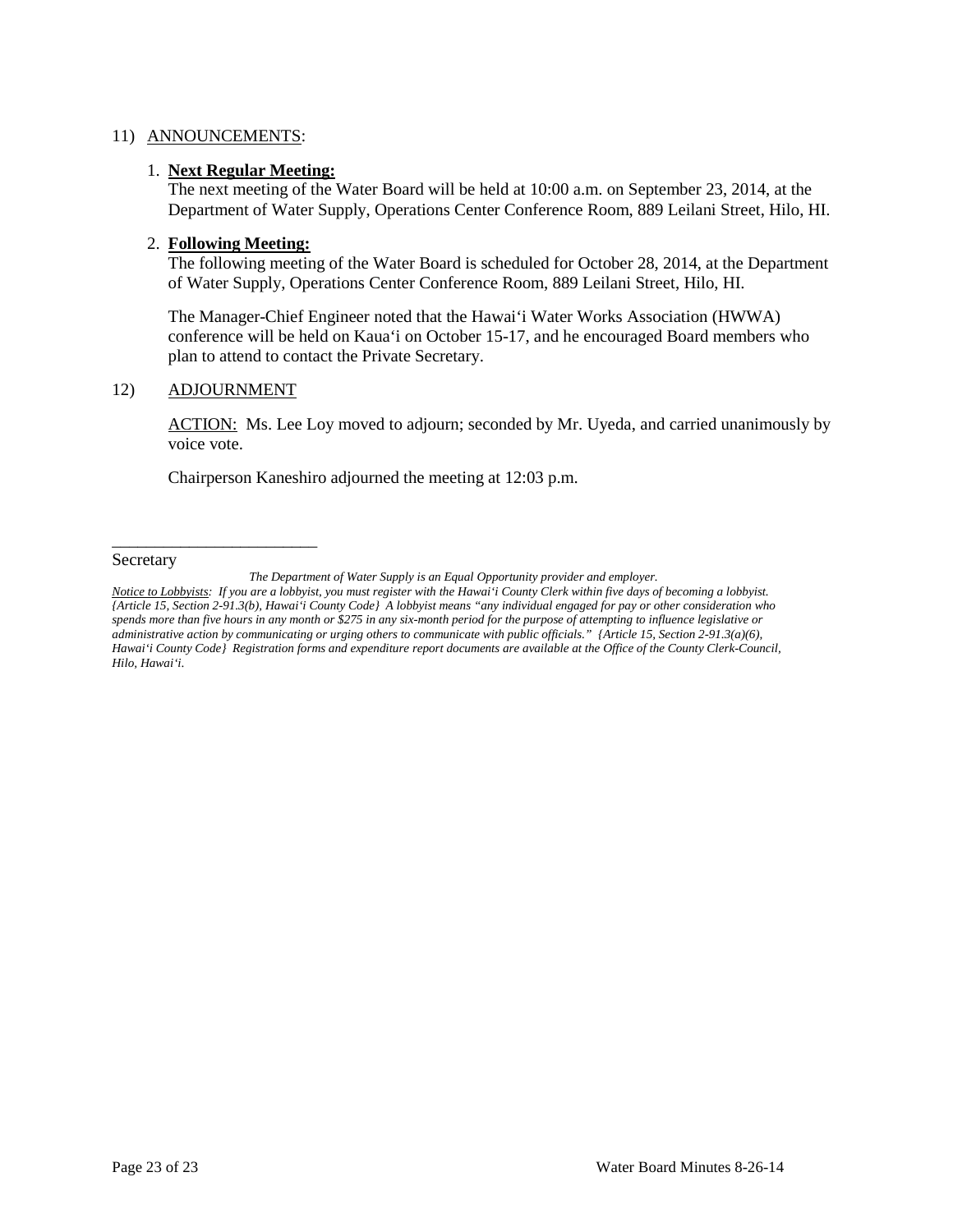11) ANNOUNCEMENTS:

1. **Next Regular Meeting:**
   The next meeting of the Water Board will be held at 10:00 a.m. on September 23, 2014, at the Department of Water Supply, Operations Center Conference Room, 889 Leilani Street, Hilo, HI.

2. **Following Meeting:**
   The following meeting of the Water Board is scheduled for October 28, 2014, at the Department of Water Supply, Operations Center Conference Room, 889 Leilani Street, Hilo, HI.

   The Manager-Chief Engineer noted that the Hawai‘i Water Works Association (HWWA) conference will be held on Kaua‘i on October 15-17, and he encouraged Board members who plan to attend to contact the Private Secretary.

12) ADJOURNMENT

ACTION: Ms. Lee Loy moved to adjourn; seconded by Mr. Uyeda, and carried unanimously by voice vote.

Chairperson Kaneshiro adjourned the meeting at 12:03 p.m.

_________________________
Secretary

*The Department of Water Supply is an Equal Opportunity provider and employer.*

*Notice to Lobbyists: If you are a lobbyist, you must register with the Hawai‘i County Clerk within five days of becoming a lobbyist. {Article 15, Section 2-91.3(b), Hawai‘i County Code} A lobbyist means "any individual engaged for pay or other consideration who spends more than five hours in any month or $275 in any six-month period for the purpose of attempting to influence legislative or administrative action by communicating or urging others to communicate with public officials." {Article 15, Section 2-91.3(a)(6), Hawai‘i County Code} Registration forms and expenditure report documents are available at the Office of the County Clerk-Council, Hilo, Hawai‘i.*